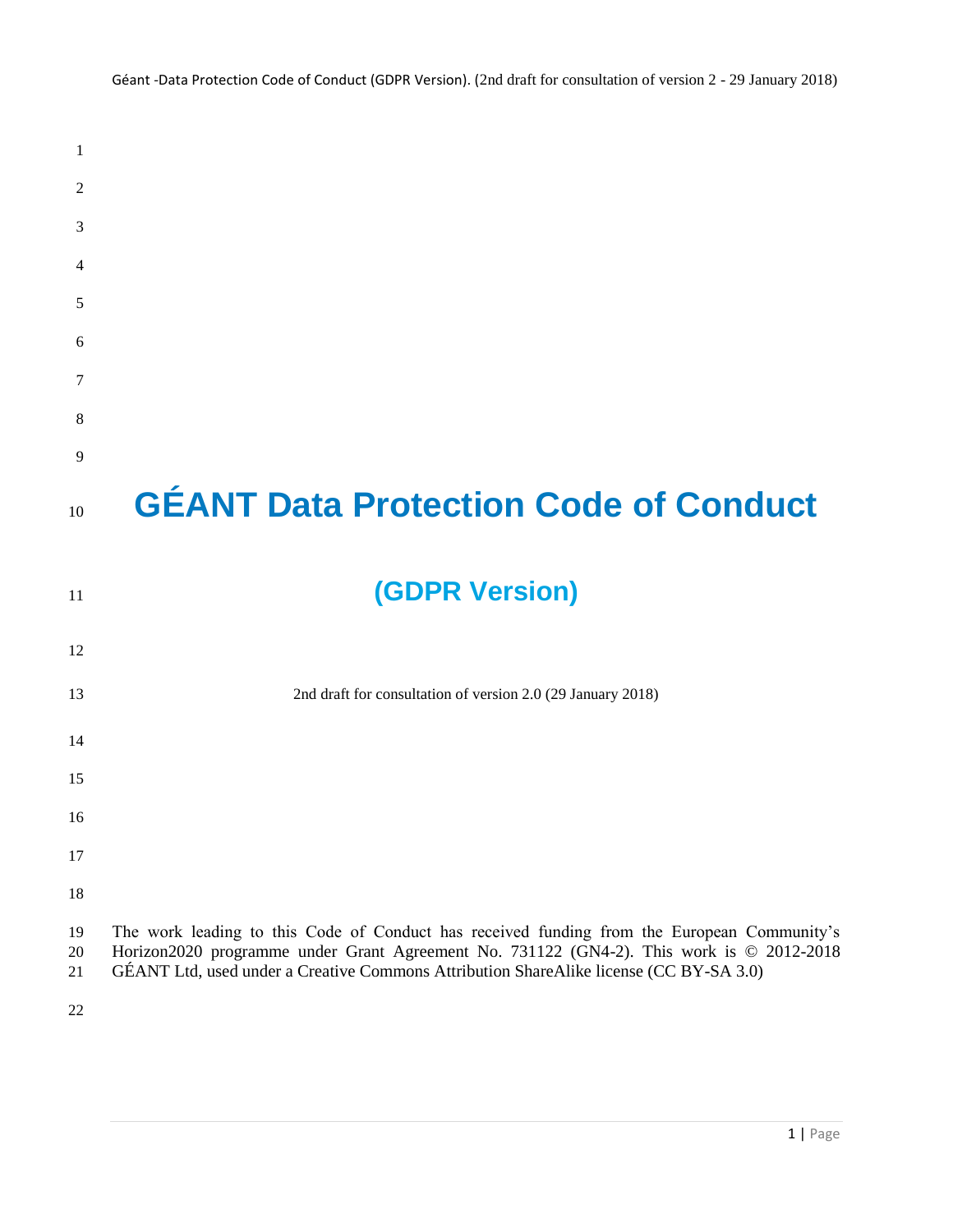# GÉANT Data Protection Code of Conduct

## (GDPR Version)

2nd draft for consultation of version 2.0 (29 January 2018)

The work leading to this Code of Conduct has received funding from the European Community's Horizon2020 programme under Grant Agreement No. 731122 (GN4-2). This work is © 2012-2018 GÉANT Ltd, used under a Creative Commons Attribution ShareAlike license (CC BY-SA 3.0)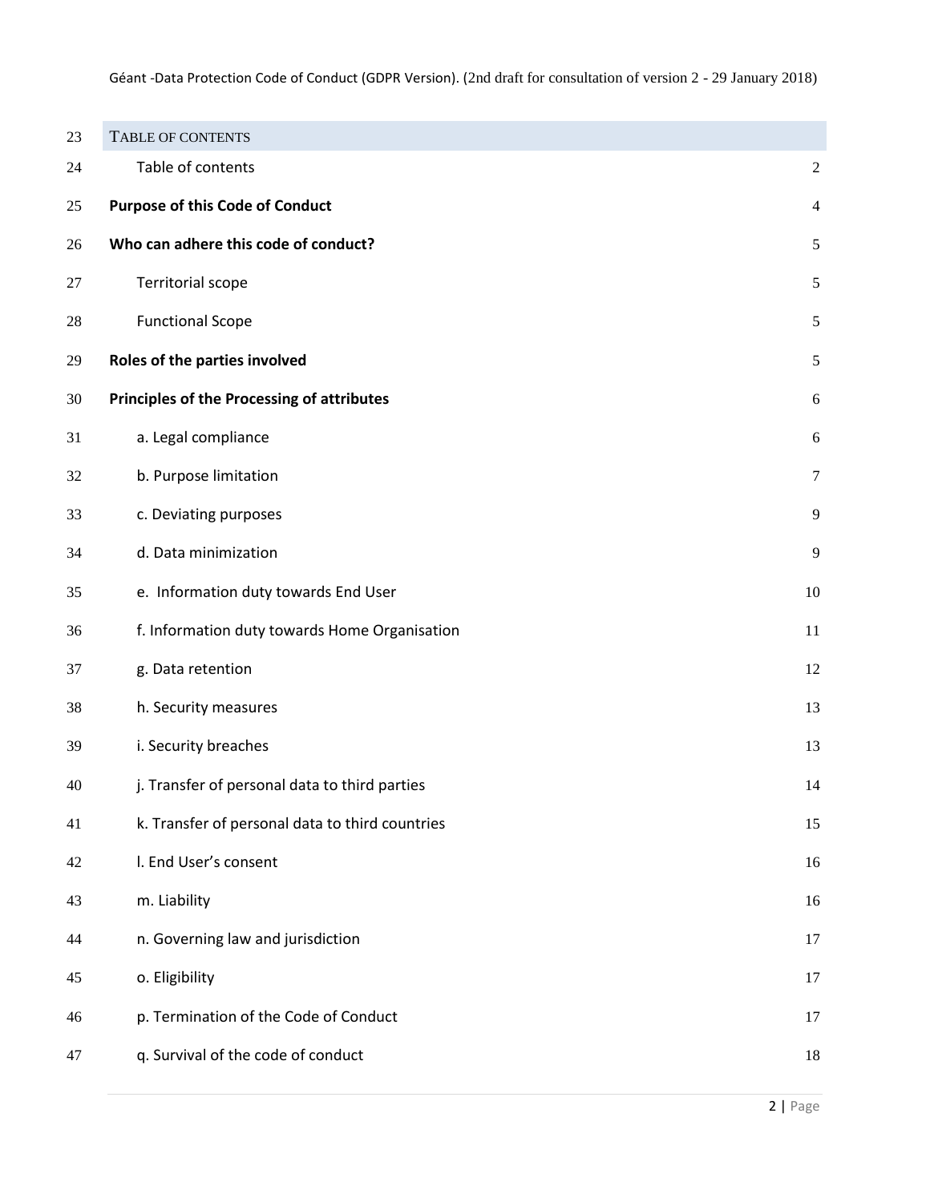## TABLE OF CONTENTS

Table of contents 2

**Purpose of this Code of Conduct** 4

**Who can adhere this code of conduct?** 5

Territorial scope 5

Functional Scope 5

**Roles of the parties involved** 5

**Principles of the Processing of attributes** 6

a. Legal compliance 6

b. Purpose limitation 7

c. Deviating purposes 9

d. Data minimization 9

e. Information duty towards End User 10

f. Information duty towards Home Organisation 11

g. Data retention 12

h. Security measures 13

i. Security breaches 13

j. Transfer of personal data to third parties 14

k. Transfer of personal data to third countries 15

l. End User's consent 16

m. Liability 16

n. Governing law and jurisdiction 17

o. Eligibility 17

p. Termination of the Code of Conduct 17

q. Survival of the code of conduct 18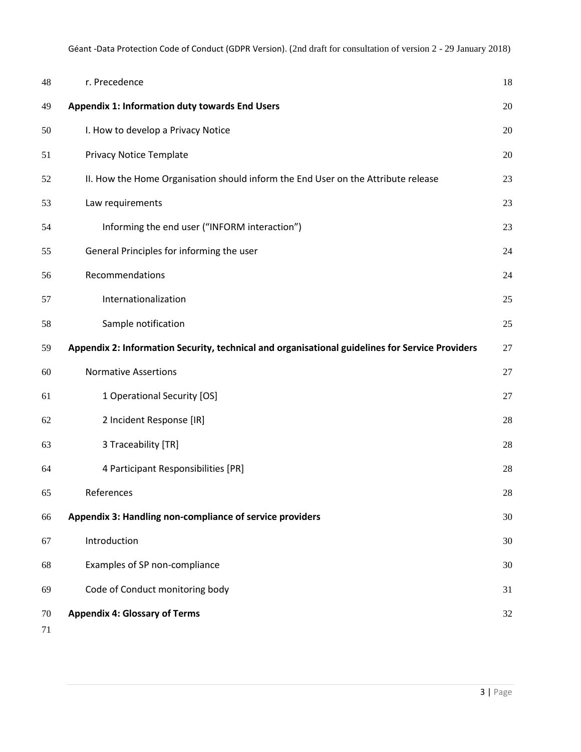r. Precedence 18

**Appendix 1: Information duty towards End Users** 20

I. How to develop a Privacy Notice 20

Privacy Notice Template 20

II. How the Home Organisation should inform the End User on the Attribute release 23

Law requirements 23

Informing the end user (“INFORM interaction”) 23

General Principles for informing the user 24

Recommendations 24

Internationalization 25

Sample notification 25

**Appendix 2: Information Security, technical and organisational guidelines for Service Providers** 27

Normative Assertions 27

1 Operational Security [OS] 27

2 Incident Response [IR] 28

3 Traceability [TR] 28

4 Participant Responsibilities [PR] 28

References 28

**Appendix 3: Handling non-compliance of service providers** 30

Introduction 30

Examples of SP non-compliance 30

Code of Conduct monitoring body 31

**Appendix 4: Glossary of Terms** 32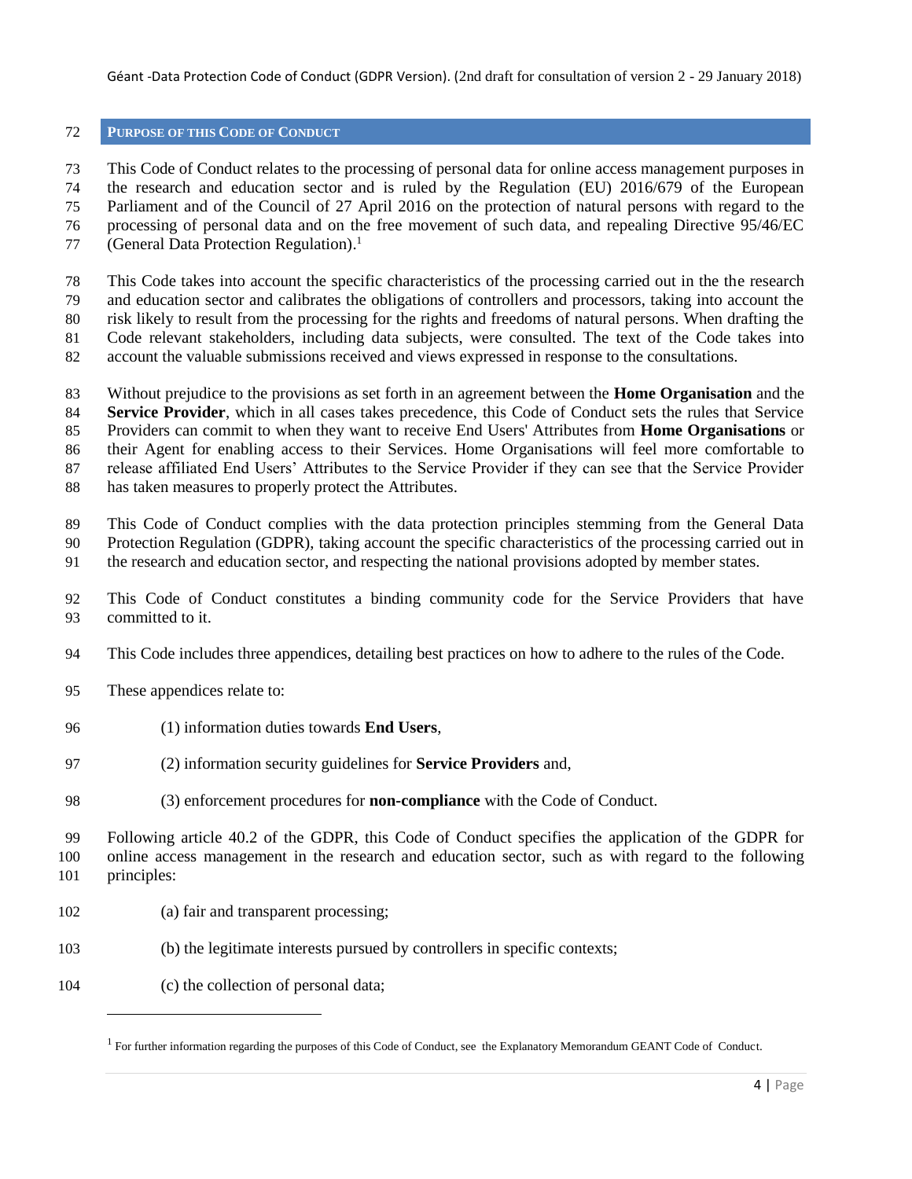## Purpose of this Code of Conduct

This Code of Conduct relates to the processing of personal data for online access management purposes in the research and education sector and is ruled by the Regulation (EU) 2016/679 of the European Parliament and of the Council of 27 April 2016 on the protection of natural persons with regard to the processing of personal data and on the free movement of such data, and repealing Directive 95/46/EC (General Data Protection Regulation).[1]

This Code takes into account the specific characteristics of the processing carried out in the the research and education sector and calibrates the obligations of controllers and processors, taking into account the risk likely to result from the processing for the rights and freedoms of natural persons. When drafting the Code relevant stakeholders, including data subjects, were consulted. The text of the Code takes into account the valuable submissions received and views expressed in response to the consultations.

Without prejudice to the provisions as set forth in an agreement between the **Home Organisation** and the **Service Provider**, which in all cases takes precedence, this Code of Conduct sets the rules that Service Providers can commit to when they want to receive End Users' Attributes from **Home Organisations** or their Agent for enabling access to their Services. Home Organisations will feel more comfortable to release affiliated End Users' Attributes to the Service Provider if they can see that the Service Provider has taken measures to properly protect the Attributes.

This Code of Conduct complies with the data protection principles stemming from the General Data Protection Regulation (GDPR), taking account the specific characteristics of the processing carried out in the research and education sector, and respecting the national provisions adopted by member states.

This Code of Conduct constitutes a binding community code for the Service Providers that have committed to it.

This Code includes three appendices, detailing best practices on how to adhere to the rules of the Code.

These appendices relate to:

(1) information duties towards **End Users**,

(2) information security guidelines for **Service Providers** and,

(3) enforcement procedures for **non-compliance** with the Code of Conduct.

Following article 40.2 of the GDPR, this Code of Conduct specifies the application of the GDPR for online access management in the research and education sector, such as with regard to the following principles:

(a) fair and transparent processing;

(b) the legitimate interests pursued by controllers in specific contexts;

(c) the collection of personal data;

[1] For further information regarding the purposes of this Code of Conduct, see the Explanatory Memorandum GEANT Code of Conduct.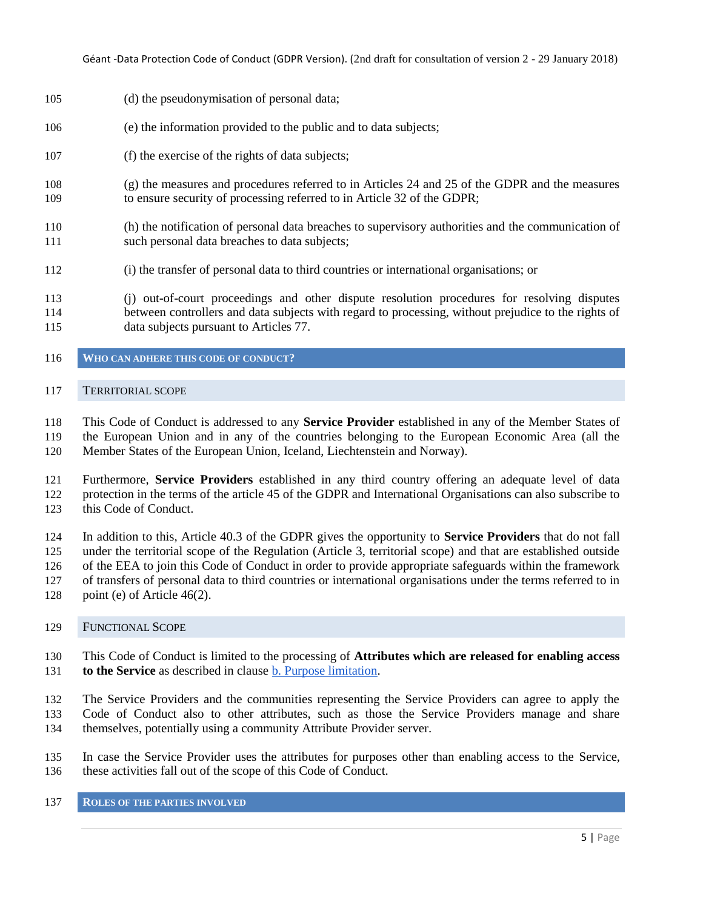(d) the pseudonymisation of personal data;

(e) the information provided to the public and to data subjects;

(f) the exercise of the rights of data subjects;

(g) the measures and procedures referred to in Articles 24 and 25 of the GDPR and the measures to ensure security of processing referred to in Article 32 of the GDPR;

(h) the notification of personal data breaches to supervisory authorities and the communication of such personal data breaches to data subjects;

(i) the transfer of personal data to third countries or international organisations; or

(j) out-of-court proceedings and other dispute resolution procedures for resolving disputes between controllers and data subjects with regard to processing, without prejudice to the rights of data subjects pursuant to Articles 77.

## WHO CAN ADHERE THIS CODE OF CONDUCT?

### TERRITORIAL SCOPE

This Code of Conduct is addressed to any **Service Provider** established in any of the Member States of the European Union and in any of the countries belonging to the European Economic Area (all the Member States of the European Union, Iceland, Liechtenstein and Norway).

Furthermore, **Service Providers** established in any third country offering an adequate level of data protection in the terms of the article 45 of the GDPR and International Organisations can also subscribe to this Code of Conduct.

In addition to this, Article 40.3 of the GDPR gives the opportunity to **Service Providers** that do not fall under the territorial scope of the Regulation (Article 3, territorial scope) and that are established outside of the EEA to join this Code of Conduct in order to provide appropriate safeguards within the framework of transfers of personal data to third countries or international organisations under the terms referred to in point (e) of Article 46(2).

### FUNCTIONAL SCOPE

This Code of Conduct is limited to the processing of **Attributes which are released for enabling access to the Service** as described in clause b. Purpose limitation.

The Service Providers and the communities representing the Service Providers can agree to apply the Code of Conduct also to other attributes, such as those the Service Providers manage and share themselves, potentially using a community Attribute Provider server.

In case the Service Provider uses the attributes for purposes other than enabling access to the Service, these activities fall out of the scope of this Code of Conduct.

## ROLES OF THE PARTIES INVOLVED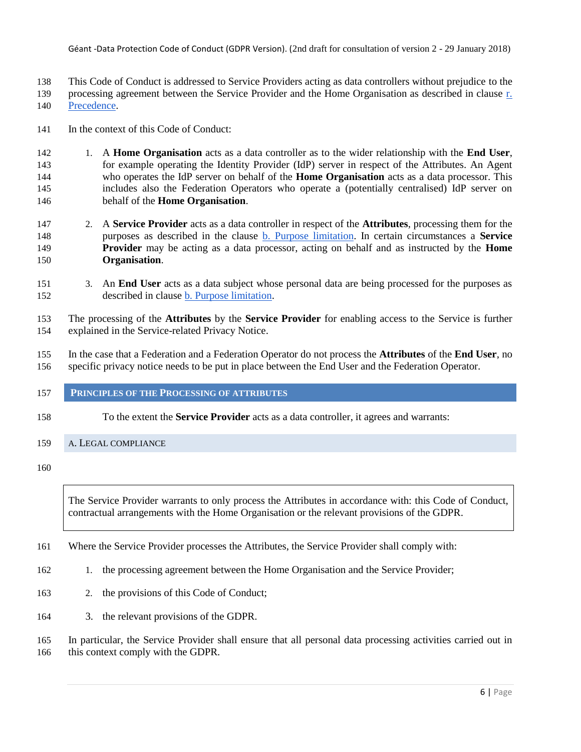This Code of Conduct is addressed to Service Providers acting as data controllers without prejudice to the processing agreement between the Service Provider and the Home Organisation as described in clause r. Precedence.

In the context of this Code of Conduct:

1. A **Home Organisation** acts as a data controller as to the wider relationship with the **End User**, for example operating the Identity Provider (IdP) server in respect of the Attributes. An Agent who operates the IdP server on behalf of the **Home Organisation** acts as a data processor. This includes also the Federation Operators who operate a (potentially centralised) IdP server on behalf of the **Home Organisation**.

2. A **Service Provider** acts as a data controller in respect of the **Attributes**, processing them for the purposes as described in the clause b. Purpose limitation. In certain circumstances a **Service Provider** may be acting as a data processor, acting on behalf and as instructed by the **Home Organisation**.

3. An **End User** acts as a data subject whose personal data are being processed for the purposes as described in clause b. Purpose limitation.

The processing of the **Attributes** by the **Service Provider** for enabling access to the Service is further explained in the Service-related Privacy Notice.

In the case that a Federation and a Federation Operator do not process the **Attributes** of the **End User**, no specific privacy notice needs to be put in place between the End User and the Federation Operator.

## PRINCIPLES OF THE PROCESSING OF ATTRIBUTES

To the extent the **Service Provider** acts as a data controller, it agrees and warrants:

### A. LEGAL COMPLIANCE

> The Service Provider warrants to only process the Attributes in accordance with: this Code of Conduct, contractual arrangements with the Home Organisation or the relevant provisions of the GDPR.

Where the Service Provider processes the Attributes, the Service Provider shall comply with:

1. the processing agreement between the Home Organisation and the Service Provider;
2. the provisions of this Code of Conduct;
3. the relevant provisions of the GDPR.

In particular, the Service Provider shall ensure that all personal data processing activities carried out in this context comply with the GDPR.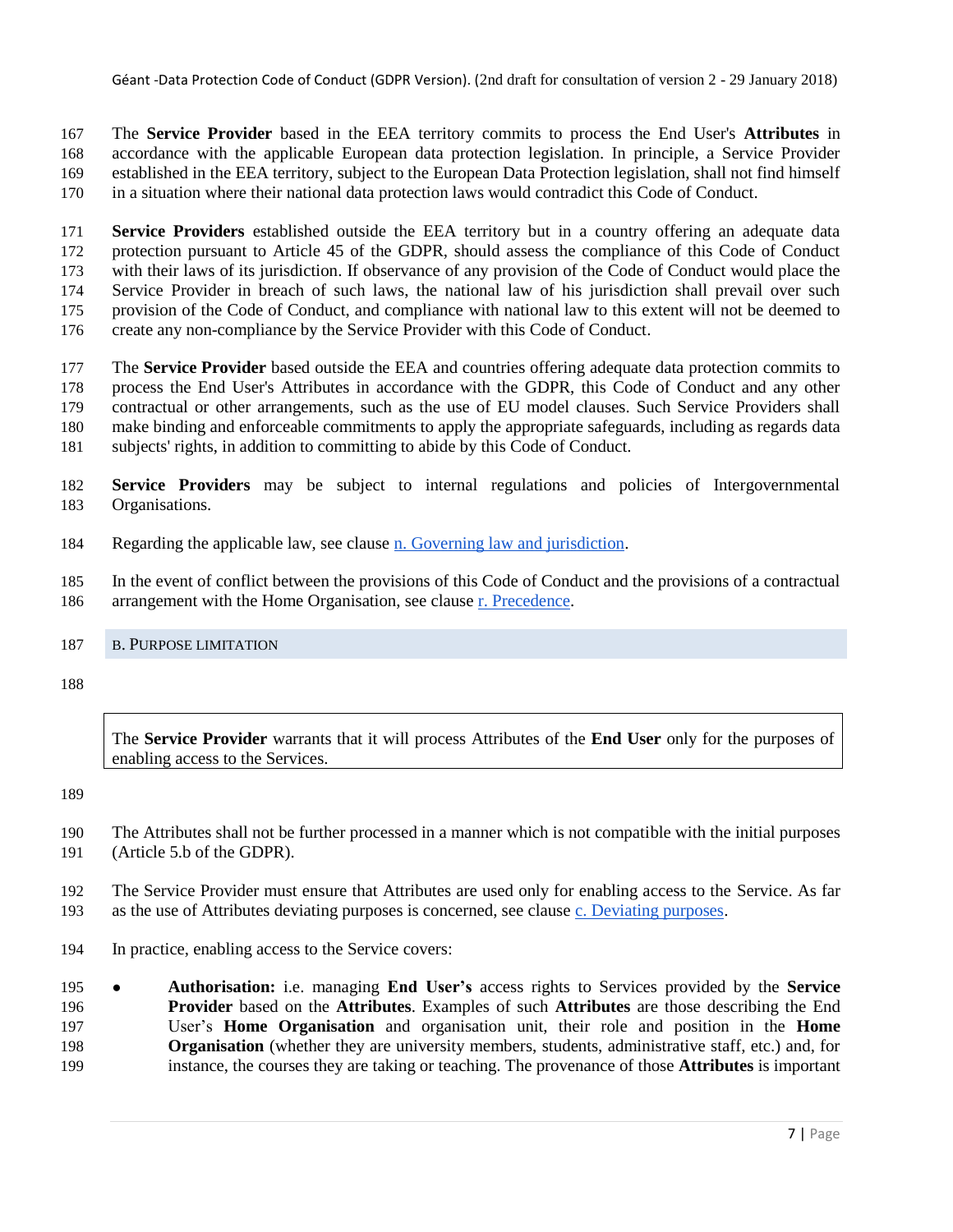The **Service Provider** based in the EEA territory commits to process the End User's **Attributes** in accordance with the applicable European data protection legislation. In principle, a Service Provider established in the EEA territory, subject to the European Data Protection legislation, shall not find himself in a situation where their national data protection laws would contradict this Code of Conduct.

**Service Providers** established outside the EEA territory but in a country offering an adequate data protection pursuant to Article 45 of the GDPR, should assess the compliance of this Code of Conduct with their laws of its jurisdiction. If observance of any provision of the Code of Conduct would place the Service Provider in breach of such laws, the national law of his jurisdiction shall prevail over such provision of the Code of Conduct, and compliance with national law to this extent will not be deemed to create any non-compliance by the Service Provider with this Code of Conduct.

The **Service Provider** based outside the EEA and countries offering adequate data protection commits to process the End User's Attributes in accordance with the GDPR, this Code of Conduct and any other contractual or other arrangements, such as the use of EU model clauses. Such Service Providers shall make binding and enforceable commitments to apply the appropriate safeguards, including as regards data subjects' rights, in addition to committing to abide by this Code of Conduct.

**Service Providers** may be subject to internal regulations and policies of Intergovernmental Organisations.

Regarding the applicable law, see clause n. Governing law and jurisdiction.

In the event of conflict between the provisions of this Code of Conduct and the provisions of a contractual arrangement with the Home Organisation, see clause r. Precedence.

## B. Purpose limitation

> The **Service Provider** warrants that it will process Attributes of the **End User** only for the purposes of enabling access to the Services.

The Attributes shall not be further processed in a manner which is not compatible with the initial purposes (Article 5.b of the GDPR).

The Service Provider must ensure that Attributes are used only for enabling access to the Service. As far as the use of Attributes deviating purposes is concerned, see clause c. Deviating purposes.

In practice, enabling access to the Service covers:

- **Authorisation:** i.e. managing **End User's** access rights to Services provided by the **Service Provider** based on the **Attributes**. Examples of such **Attributes** are those describing the End User's **Home Organisation** and organisation unit, their role and position in the **Home Organisation** (whether they are university members, students, administrative staff, etc.) and, for instance, the courses they are taking or teaching. The provenance of those **Attributes** is important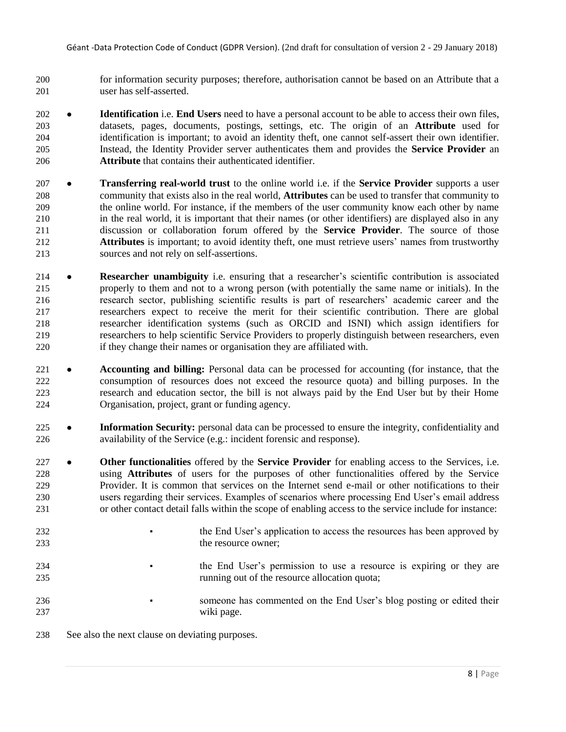for information security purposes; therefore, authorisation cannot be based on an Attribute that a user has self-asserted.

- **Identification** i.e. **End Users** need to have a personal account to be able to access their own files, datasets, pages, documents, postings, settings, etc. The origin of an **Attribute** used for identification is important; to avoid an identity theft, one cannot self-assert their own identifier. Instead, the Identity Provider server authenticates them and provides the **Service Provider** an **Attribute** that contains their authenticated identifier.
- **Transferring real-world trust** to the online world i.e. if the **Service Provider** supports a user community that exists also in the real world, **Attributes** can be used to transfer that community to the online world. For instance, if the members of the user community know each other by name in the real world, it is important that their names (or other identifiers) are displayed also in any discussion or collaboration forum offered by the **Service Provider**. The source of those **Attributes** is important; to avoid identity theft, one must retrieve users' names from trustworthy sources and not rely on self-assertions.
- **Researcher unambiguity** i.e. ensuring that a researcher's scientific contribution is associated properly to them and not to a wrong person (with potentially the same name or initials). In the research sector, publishing scientific results is part of researchers' academic career and the researchers expect to receive the merit for their scientific contribution. There are global researcher identification systems (such as ORCID and ISNI) which assign identifiers for researchers to help scientific Service Providers to properly distinguish between researchers, even if they change their names or organisation they are affiliated with.
- **Accounting and billing:** Personal data can be processed for accounting (for instance, that the consumption of resources does not exceed the resource quota) and billing purposes. In the research and education sector, the bill is not always paid by the End User but by their Home Organisation, project, grant or funding agency.
- **Information Security:** personal data can be processed to ensure the integrity, confidentiality and availability of the Service (e.g.: incident forensic and response).
- **Other functionalities** offered by the **Service Provider** for enabling access to the Services, i.e. using **Attributes** of users for the purposes of other functionalities offered by the Service Provider. It is common that services on the Internet send e-mail or other notifications to their users regarding their services. Examples of scenarios where processing End User's email address or other contact detail falls within the scope of enabling access to the service include for instance:
  - the End User's application to access the resources has been approved by the resource owner;
  - the End User's permission to use a resource is expiring or they are running out of the resource allocation quota;
  - someone has commented on the End User's blog posting or edited their wiki page.

See also the next clause on deviating purposes.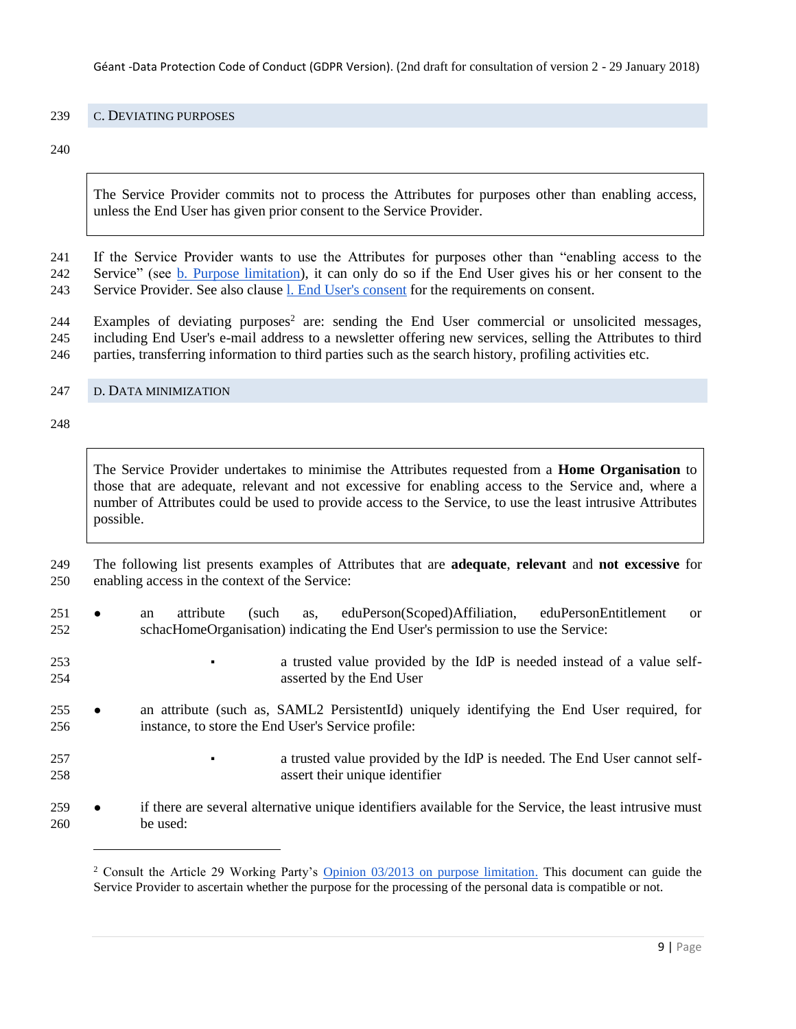## C. Deviating purposes

> The Service Provider commits not to process the Attributes for purposes other than enabling access, unless the End User has given prior consent to the Service Provider.

If the Service Provider wants to use the Attributes for purposes other than "enabling access to the Service" (see b. Purpose limitation), it can only do so if the End User gives his or her consent to the Service Provider. See also clause l. End User's consent for the requirements on consent.

Examples of deviating purposes[2] are: sending the End User commercial or unsolicited messages, including End User's e-mail address to a newsletter offering new services, selling the Attributes to third parties, transferring information to third parties such as the search history, profiling activities etc.

## D. Data minimization

> The Service Provider undertakes to minimise the Attributes requested from a **Home Organisation** to those that are adequate, relevant and not excessive for enabling access to the Service and, where a number of Attributes could be used to provide access to the Service, to use the least intrusive Attributes possible.

The following list presents examples of Attributes that are **adequate**, **relevant** and **not excessive** for enabling access in the context of the Service:

- an attribute (such as, eduPerson(Scoped)Affiliation, eduPersonEntitlement or schacHomeOrganisation) indicating the End User's permission to use the Service:
  - a trusted value provided by the IdP is needed instead of a value self-asserted by the End User
- an attribute (such as, SAML2 PersistentId) uniquely identifying the End User required, for instance, to store the End User's Service profile:
  - a trusted value provided by the IdP is needed. The End User cannot self-assert their unique identifier
- if there are several alternative unique identifiers available for the Service, the least intrusive must be used:

[2] Consult the Article 29 Working Party's Opinion 03/2013 on purpose limitation. This document can guide the Service Provider to ascertain whether the purpose for the processing of the personal data is compatible or not.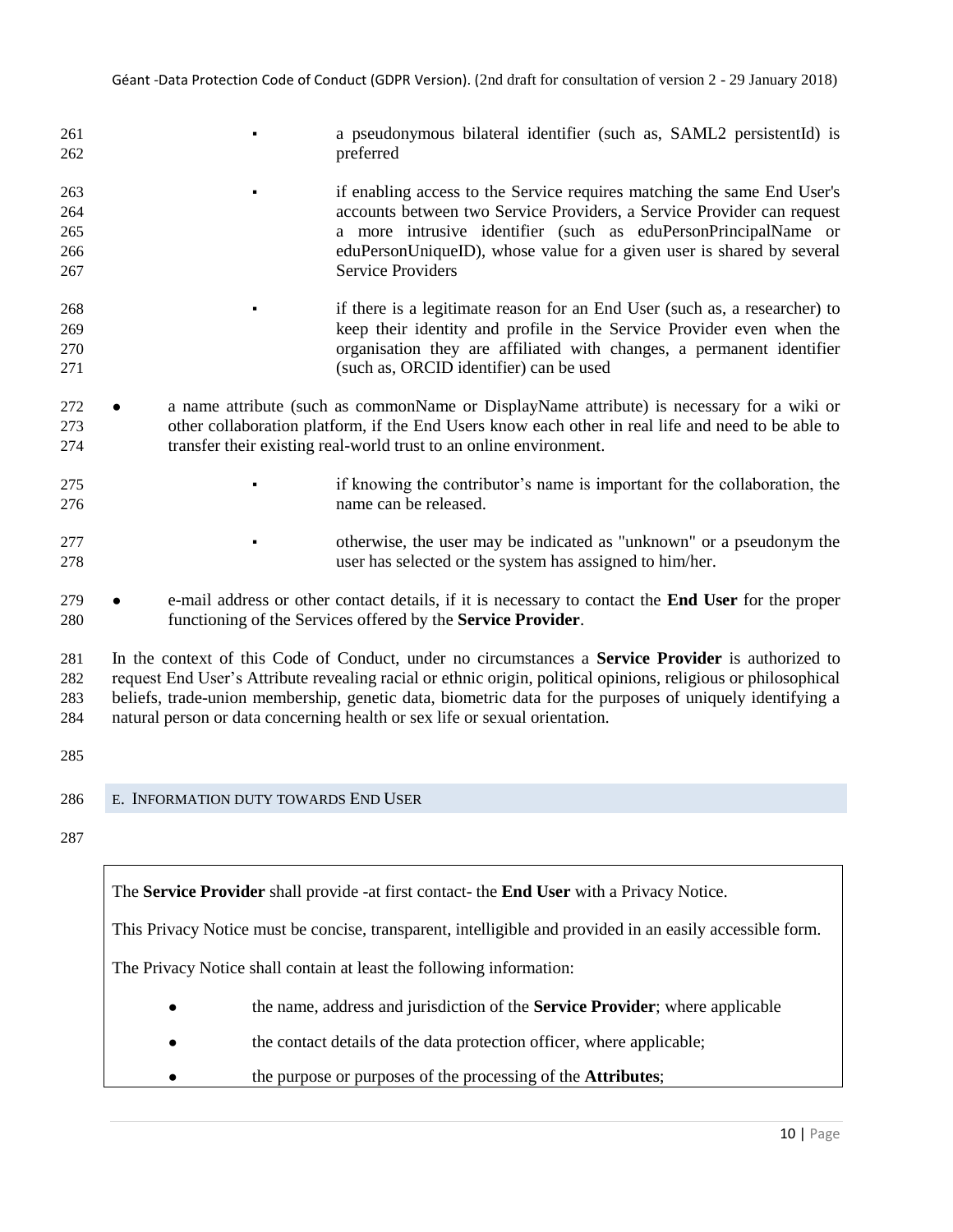- a pseudonymous bilateral identifier (such as, SAML2 persistentId) is preferred
- if enabling access to the Service requires matching the same End User's accounts between two Service Providers, a Service Provider can request a more intrusive identifier (such as eduPersonPrincipalName or eduPersonUniqueID), whose value for a given user is shared by several Service Providers
- if there is a legitimate reason for an End User (such as, a researcher) to keep their identity and profile in the Service Provider even when the organisation they are affiliated with changes, a permanent identifier (such as, ORCID identifier) can be used

- a name attribute (such as commonName or DisplayName attribute) is necessary for a wiki or other collaboration platform, if the End Users know each other in real life and need to be able to transfer their existing real-world trust to an online environment.
  - if knowing the contributor's name is important for the collaboration, the name can be released.
  - otherwise, the user may be indicated as "unknown" or a pseudonym the user has selected or the system has assigned to him/her.
- e-mail address or other contact details, if it is necessary to contact the **End User** for the proper functioning of the Services offered by the **Service Provider**.

In the context of this Code of Conduct, under no circumstances a **Service Provider** is authorized to request End User's Attribute revealing racial or ethnic origin, political opinions, religious or philosophical beliefs, trade-union membership, genetic data, biometric data for the purposes of uniquely identifying a natural person or data concerning health or sex life or sexual orientation.

## E. Information duty towards End User

The **Service Provider** shall provide -at first contact- the **End User** with a Privacy Notice.

This Privacy Notice must be concise, transparent, intelligible and provided in an easily accessible form.

The Privacy Notice shall contain at least the following information:

- the name, address and jurisdiction of the **Service Provider**; where applicable
- the contact details of the data protection officer, where applicable;
- the purpose or purposes of the processing of the **Attributes**;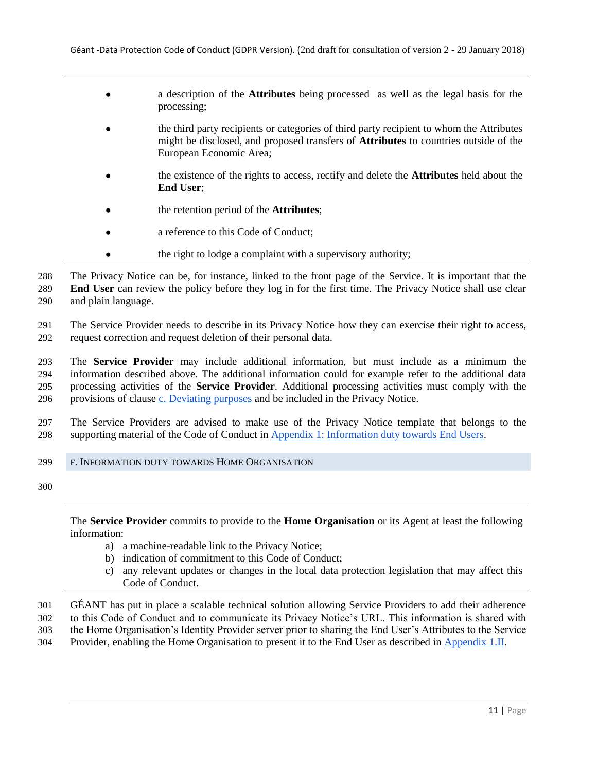- a description of the **Attributes** being processed as well as the legal basis for the processing;
- the third party recipients or categories of third party recipient to whom the Attributes might be disclosed, and proposed transfers of **Attributes** to countries outside of the European Economic Area;
- the existence of the rights to access, rectify and delete the **Attributes** held about the **End User**;
- the retention period of the **Attributes**;
- a reference to this Code of Conduct;
- the right to lodge a complaint with a supervisory authority;

The Privacy Notice can be, for instance, linked to the front page of the Service. It is important that the **End User** can review the policy before they log in for the first time. The Privacy Notice shall use clear and plain language.

The Service Provider needs to describe in its Privacy Notice how they can exercise their right to access, request correction and request deletion of their personal data.

The **Service Provider** may include additional information, but must include as a minimum the information described above. The additional information could for example refer to the additional data processing activities of the **Service Provider**. Additional processing activities must comply with the provisions of clause c. Deviating purposes and be included in the Privacy Notice.

The Service Providers are advised to make use of the Privacy Notice template that belongs to the supporting material of the Code of Conduct in Appendix 1: Information duty towards End Users.

## F. Information duty towards Home Organisation

The **Service Provider** commits to provide to the **Home Organisation** or its Agent at least the following information:

a) a machine-readable link to the Privacy Notice;
b) indication of commitment to this Code of Conduct;
c) any relevant updates or changes in the local data protection legislation that may affect this Code of Conduct.

GÉANT has put in place a scalable technical solution allowing Service Providers to add their adherence to this Code of Conduct and to communicate its Privacy Notice's URL. This information is shared with the Home Organisation's Identity Provider server prior to sharing the End User's Attributes to the Service Provider, enabling the Home Organisation to present it to the End User as described in Appendix 1.II.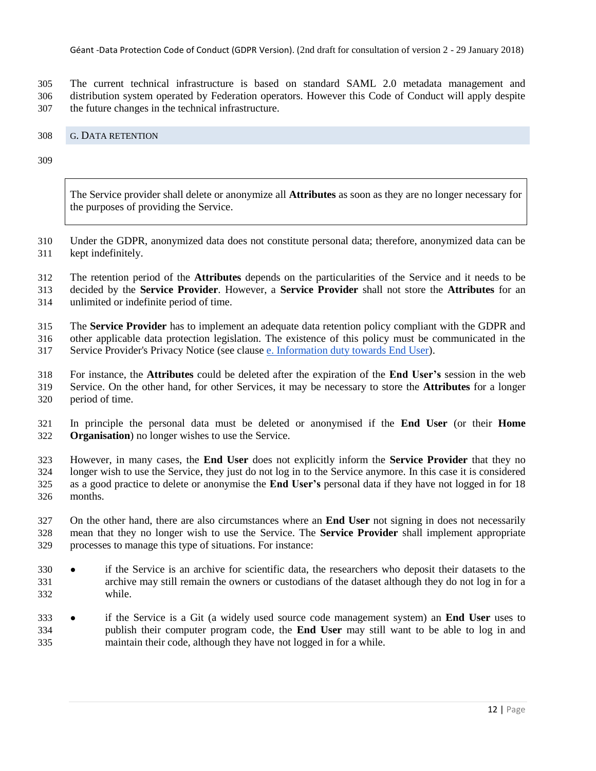The current technical infrastructure is based on standard SAML 2.0 metadata management and distribution system operated by Federation operators. However this Code of Conduct will apply despite the future changes in the technical infrastructure.

## G. DATA RETENTION

> The Service provider shall delete or anonymize all **Attributes** as soon as they are no longer necessary for the purposes of providing the Service.

Under the GDPR, anonymized data does not constitute personal data; therefore, anonymized data can be kept indefinitely.

The retention period of the **Attributes** depends on the particularities of the Service and it needs to be decided by the **Service Provider**. However, a **Service Provider** shall not store the **Attributes** for an unlimited or indefinite period of time.

The **Service Provider** has to implement an adequate data retention policy compliant with the GDPR and other applicable data protection legislation. The existence of this policy must be communicated in the Service Provider's Privacy Notice (see clause e. Information duty towards End User).

For instance, the **Attributes** could be deleted after the expiration of the **End User's** session in the web Service. On the other hand, for other Services, it may be necessary to store the **Attributes** for a longer period of time.

In principle the personal data must be deleted or anonymised if the **End User** (or their **Home Organisation**) no longer wishes to use the Service.

However, in many cases, the **End User** does not explicitly inform the **Service Provider** that they no longer wish to use the Service, they just do not log in to the Service anymore. In this case it is considered as a good practice to delete or anonymise the **End User's** personal data if they have not logged in for 18 months.

On the other hand, there are also circumstances where an **End User** not signing in does not necessarily mean that they no longer wish to use the Service. The **Service Provider** shall implement appropriate processes to manage this type of situations. For instance:

- if the Service is an archive for scientific data, the researchers who deposit their datasets to the archive may still remain the owners or custodians of the dataset although they do not log in for a while.
- if the Service is a Git (a widely used source code management system) an **End User** uses to publish their computer program code, the **End User** may still want to be able to log in and maintain their code, although they have not logged in for a while.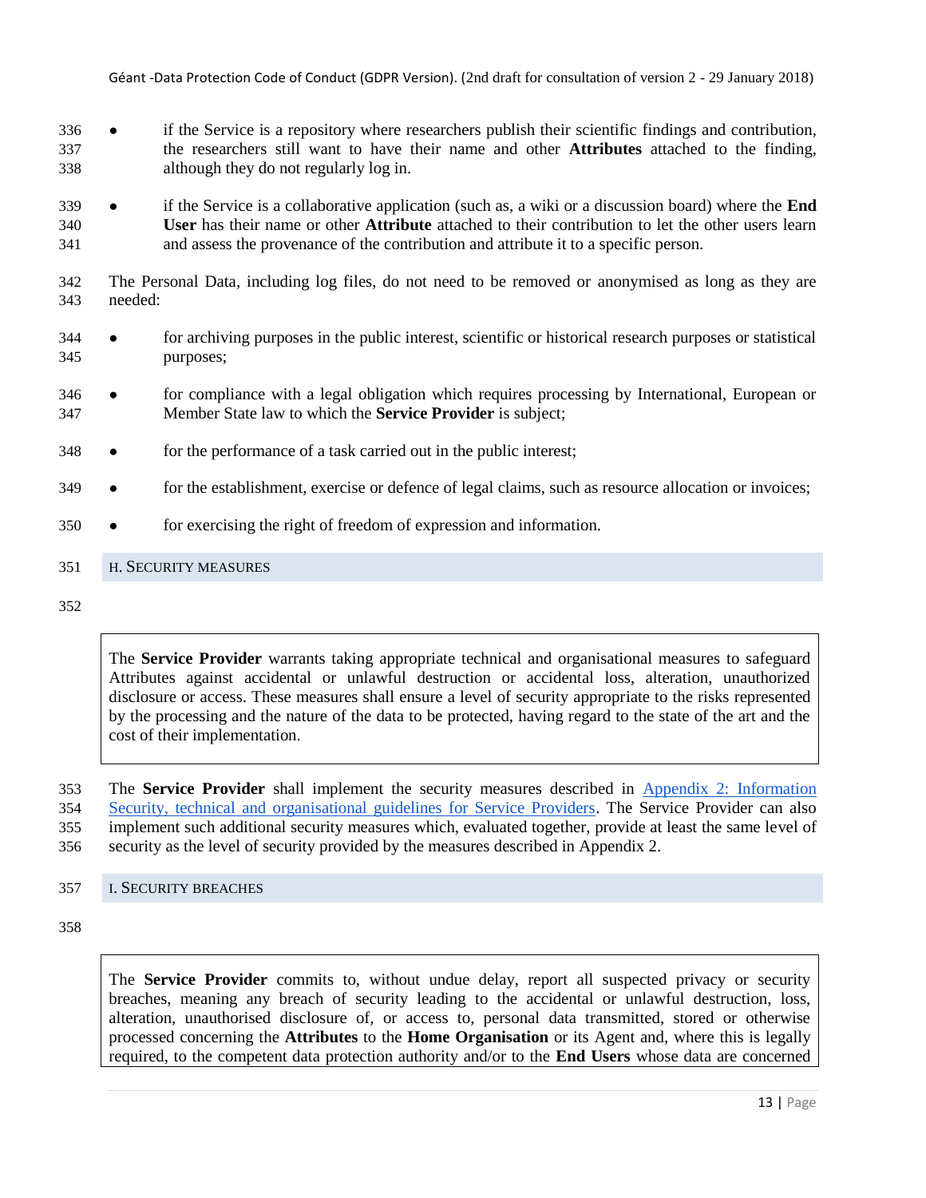- if the Service is a repository where researchers publish their scientific findings and contribution, the researchers still want to have their name and other **Attributes** attached to the finding, although they do not regularly log in.
- if the Service is a collaborative application (such as, a wiki or a discussion board) where the **End User** has their name or other **Attribute** attached to their contribution to let the other users learn and assess the provenance of the contribution and attribute it to a specific person.

The Personal Data, including log files, do not need to be removed or anonymised as long as they are needed:

- for archiving purposes in the public interest, scientific or historical research purposes or statistical purposes;
- for compliance with a legal obligation which requires processing by International, European or Member State law to which the **Service Provider** is subject;
- for the performance of a task carried out in the public interest;
- for the establishment, exercise or defence of legal claims, such as resource allocation or invoices;
- for exercising the right of freedom of expression and information.

## H. Security measures

> The **Service Provider** warrants taking appropriate technical and organisational measures to safeguard Attributes against accidental or unlawful destruction or accidental loss, alteration, unauthorized disclosure or access. These measures shall ensure a level of security appropriate to the risks represented by the processing and the nature of the data to be protected, having regard to the state of the art and the cost of their implementation.

The **Service Provider** shall implement the security measures described in [Appendix 2: Information Security, technical and organisational guidelines for Service Providers](). The Service Provider can also implement such additional security measures which, evaluated together, provide at least the same level of security as the level of security provided by the measures described in Appendix 2.

## I. Security breaches

> The **Service Provider** commits to, without undue delay, report all suspected privacy or security breaches, meaning any breach of security leading to the accidental or unlawful destruction, loss, alteration, unauthorised disclosure of, or access to, personal data transmitted, stored or otherwise processed concerning the **Attributes** to the **Home Organisation** or its Agent and, where this is legally required, to the competent data protection authority and/or to the **End Users** whose data are concerned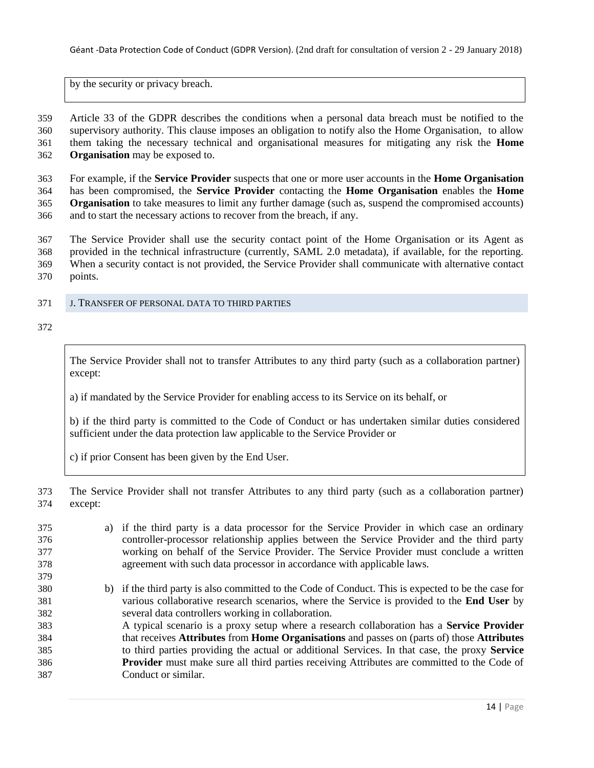by the security or privacy breach.

Article 33 of the GDPR describes the conditions when a personal data breach must be notified to the supervisory authority. This clause imposes an obligation to notify also the Home Organisation, to allow them taking the necessary technical and organisational measures for mitigating any risk the **Home Organisation** may be exposed to.

For example, if the **Service Provider** suspects that one or more user accounts in the **Home Organisation** has been compromised, the **Service Provider** contacting the **Home Organisation** enables the **Home Organisation** to take measures to limit any further damage (such as, suspend the compromised accounts) and to start the necessary actions to recover from the breach, if any.

The Service Provider shall use the security contact point of the Home Organisation or its Agent as provided in the technical infrastructure (currently, SAML 2.0 metadata), if available, for the reporting. When a security contact is not provided, the Service Provider shall communicate with alternative contact points.

### J. Transfer of personal data to third parties

> The Service Provider shall not to transfer Attributes to any third party (such as a collaboration partner) except:
>
> a) if mandated by the Service Provider for enabling access to its Service on its behalf, or
>
> b) if the third party is committed to the Code of Conduct or has undertaken similar duties considered sufficient under the data protection law applicable to the Service Provider or
>
> c) if prior Consent has been given by the End User.

The Service Provider shall not transfer Attributes to any third party (such as a collaboration partner) except:

a) if the third party is a data processor for the Service Provider in which case an ordinary controller-processor relationship applies between the Service Provider and the third party working on behalf of the Service Provider. The Service Provider must conclude a written agreement with such data processor in accordance with applicable laws.

b) if the third party is also committed to the Code of Conduct. This is expected to be the case for various collaborative research scenarios, where the Service is provided to the **End User** by several data controllers working in collaboration.
A typical scenario is a proxy setup where a research collaboration has a **Service Provider** that receives **Attributes** from **Home Organisations** and passes on (parts of) those **Attributes** to third parties providing the actual or additional Services. In that case, the proxy **Service Provider** must make sure all third parties receiving Attributes are committed to the Code of Conduct or similar.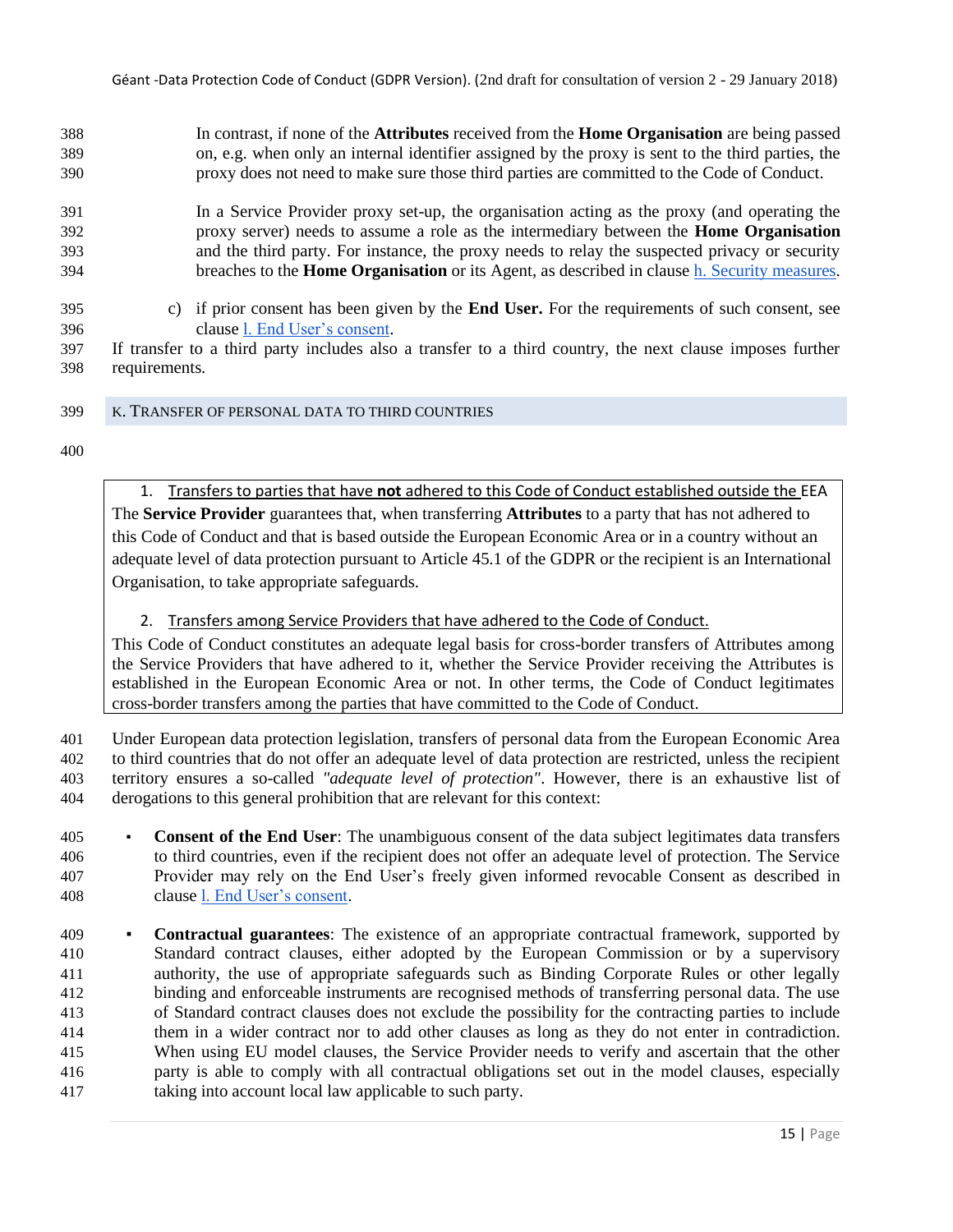In contrast, if none of the **Attributes** received from the **Home Organisation** are being passed on, e.g. when only an internal identifier assigned by the proxy is sent to the third parties, the proxy does not need to make sure those third parties are committed to the Code of Conduct.

In a Service Provider proxy set-up, the organisation acting as the proxy (and operating the proxy server) needs to assume a role as the intermediary between the **Home Organisation** and the third party. For instance, the proxy needs to relay the suspected privacy or security breaches to the **Home Organisation** or its Agent, as described in clause h. Security measures.

c) if prior consent has been given by the **End User.** For the requirements of such consent, see clause l. End User's consent.

If transfer to a third party includes also a transfer to a third country, the next clause imposes further requirements.

## K. Transfer of personal data to third countries

> 1. Transfers to parties that have **not** adhered to this Code of Conduct established outside the EEA
>
> The **Service Provider** guarantees that, when transferring **Attributes** to a party that has not adhered to this Code of Conduct and that is based outside the European Economic Area or in a country without an adequate level of data protection pursuant to Article 45.1 of the GDPR or the recipient is an International Organisation, to take appropriate safeguards.
>
> 2. Transfers among Service Providers that have adhered to the Code of Conduct.
>
> This Code of Conduct constitutes an adequate legal basis for cross-border transfers of Attributes among the Service Providers that have adhered to it, whether the Service Provider receiving the Attributes is established in the European Economic Area or not. In other terms, the Code of Conduct legitimates cross-border transfers among the parties that have committed to the Code of Conduct.

Under European data protection legislation, transfers of personal data from the European Economic Area to third countries that do not offer an adequate level of data protection are restricted, unless the recipient territory ensures a so-called *"adequate level of protection"*. However, there is an exhaustive list of derogations to this general prohibition that are relevant for this context:

- **Consent of the End User**: The unambiguous consent of the data subject legitimates data transfers to third countries, even if the recipient does not offer an adequate level of protection. The Service Provider may rely on the End User's freely given informed revocable Consent as described in clause l. End User's consent.
- **Contractual guarantees**: The existence of an appropriate contractual framework, supported by Standard contract clauses, either adopted by the European Commission or by a supervisory authority, the use of appropriate safeguards such as Binding Corporate Rules or other legally binding and enforceable instruments are recognised methods of transferring personal data. The use of Standard contract clauses does not exclude the possibility for the contracting parties to include them in a wider contract nor to add other clauses as long as they do not enter in contradiction. When using EU model clauses, the Service Provider needs to verify and ascertain that the other party is able to comply with all contractual obligations set out in the model clauses, especially taking into account local law applicable to such party.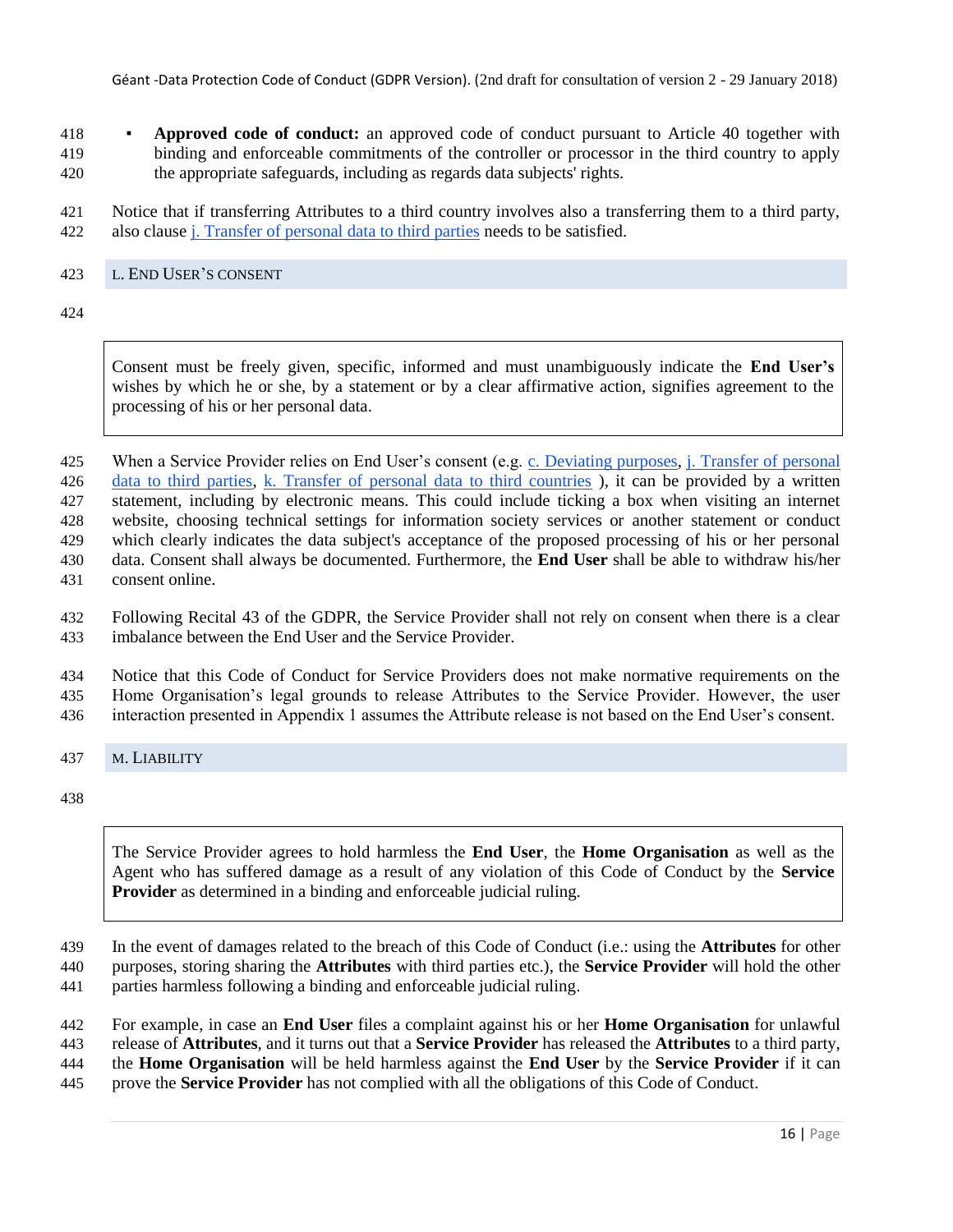- **Approved code of conduct:** an approved code of conduct pursuant to Article 40 together with binding and enforceable commitments of the controller or processor in the third country to apply the appropriate safeguards, including as regards data subjects' rights.

Notice that if transferring Attributes to a third country involves also a transferring them to a third party, also clause j. Transfer of personal data to third parties needs to be satisfied.

## L. End User's consent

> Consent must be freely given, specific, informed and must unambiguously indicate the **End User's** wishes by which he or she, by a statement or by a clear affirmative action, signifies agreement to the processing of his or her personal data.

When a Service Provider relies on End User's consent (e.g. c. Deviating purposes, j. Transfer of personal data to third parties, k. Transfer of personal data to third countries ), it can be provided by a written statement, including by electronic means. This could include ticking a box when visiting an internet website, choosing technical settings for information society services or another statement or conduct which clearly indicates the data subject's acceptance of the proposed processing of his or her personal data. Consent shall always be documented. Furthermore, the **End User** shall be able to withdraw his/her consent online.

Following Recital 43 of the GDPR, the Service Provider shall not rely on consent when there is a clear imbalance between the End User and the Service Provider.

Notice that this Code of Conduct for Service Providers does not make normative requirements on the Home Organisation's legal grounds to release Attributes to the Service Provider. However, the user interaction presented in Appendix 1 assumes the Attribute release is not based on the End User's consent.

## M. Liability

> The Service Provider agrees to hold harmless the **End User**, the **Home Organisation** as well as the Agent who has suffered damage as a result of any violation of this Code of Conduct by the **Service Provider** as determined in a binding and enforceable judicial ruling.

In the event of damages related to the breach of this Code of Conduct (i.e.: using the **Attributes** for other purposes, storing sharing the **Attributes** with third parties etc.), the **Service Provider** will hold the other parties harmless following a binding and enforceable judicial ruling.

For example, in case an **End User** files a complaint against his or her **Home Organisation** for unlawful release of **Attributes**, and it turns out that a **Service Provider** has released the **Attributes** to a third party, the **Home Organisation** will be held harmless against the **End User** by the **Service Provider** if it can prove the **Service Provider** has not complied with all the obligations of this Code of Conduct.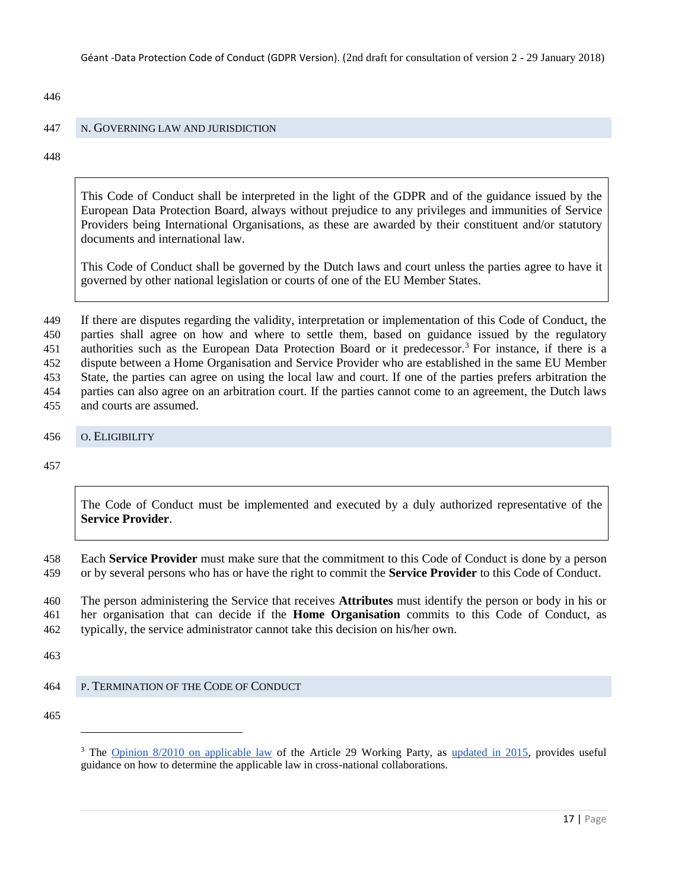## N. Governing law and jurisdiction

> This Code of Conduct shall be interpreted in the light of the GDPR and of the guidance issued by the European Data Protection Board, always without prejudice to any privileges and immunities of Service Providers being International Organisations, as these are awarded by their constituent and/or statutory documents and international law.
>
> This Code of Conduct shall be governed by the Dutch laws and court unless the parties agree to have it governed by other national legislation or courts of one of the EU Member States.

If there are disputes regarding the validity, interpretation or implementation of this Code of Conduct, the parties shall agree on how and where to settle them, based on guidance issued by the regulatory authorities such as the European Data Protection Board or it predecessor.[3] For instance, if there is a dispute between a Home Organisation and Service Provider who are established in the same EU Member State, the parties can agree on using the local law and court. If one of the parties prefers arbitration the parties can also agree on an arbitration court. If the parties cannot come to an agreement, the Dutch laws and courts are assumed.

## O. Eligibility

> The Code of Conduct must be implemented and executed by a duly authorized representative of the **Service Provider**.

Each **Service Provider** must make sure that the commitment to this Code of Conduct is done by a person or by several persons who has or have the right to commit the **Service Provider** to this Code of Conduct.

The person administering the Service that receives **Attributes** must identify the person or body in his or her organisation that can decide if the **Home Organisation** commits to this Code of Conduct, as typically, the service administrator cannot take this decision on his/her own.

## P. Termination of the Code of Conduct

[3] The Opinion 8/2010 on applicable law of the Article 29 Working Party, as updated in 2015, provides useful guidance on how to determine the applicable law in cross-national collaborations.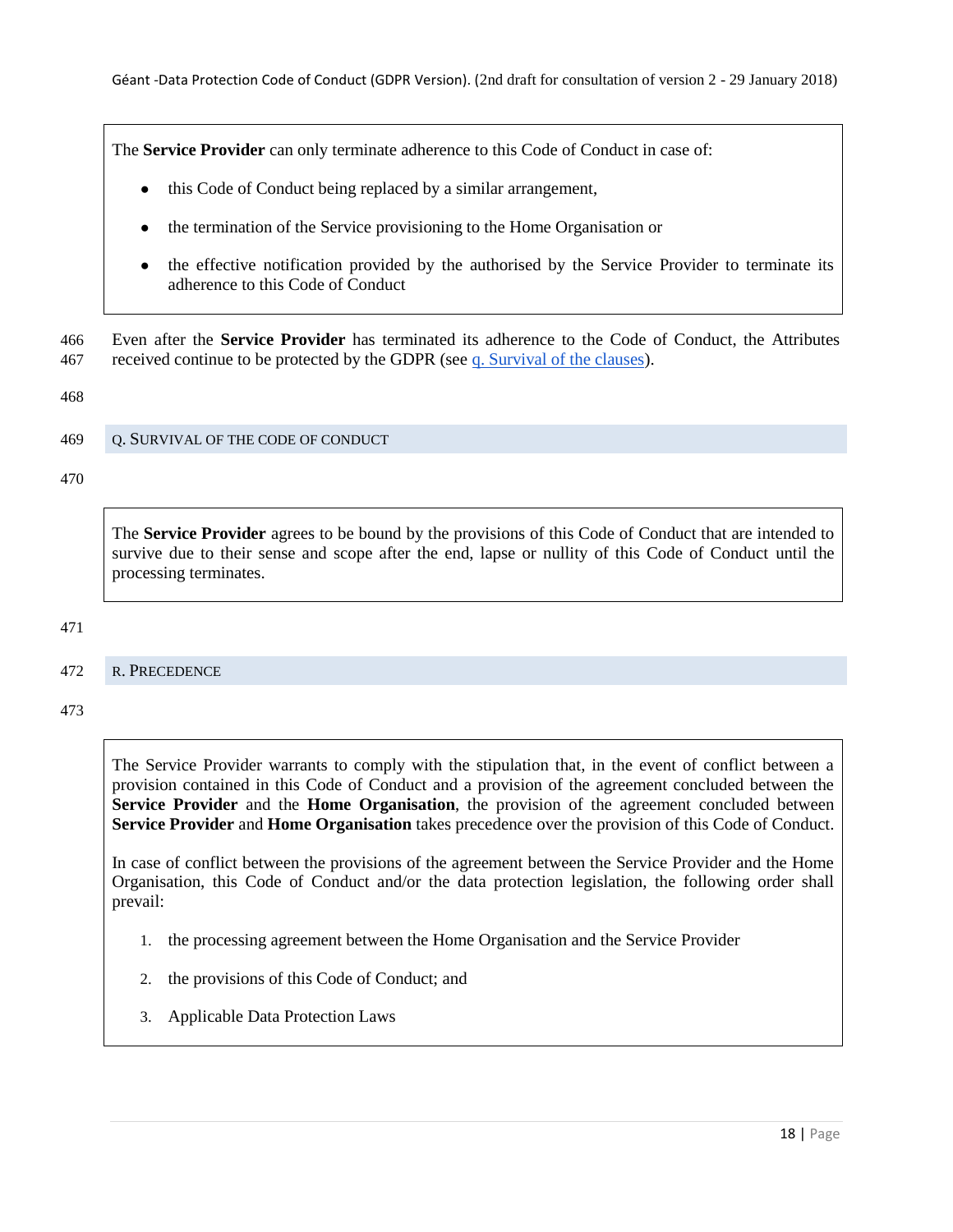The **Service Provider** can only terminate adherence to this Code of Conduct in case of:

- this Code of Conduct being replaced by a similar arrangement,
- the termination of the Service provisioning to the Home Organisation or
- the effective notification provided by the authorised by the Service Provider to terminate its adherence to this Code of Conduct

Even after the **Service Provider** has terminated its adherence to the Code of Conduct, the Attributes received continue to be protected by the GDPR (see q. Survival of the clauses).

## Q. SURVIVAL OF THE CODE OF CONDUCT

The **Service Provider** agrees to be bound by the provisions of this Code of Conduct that are intended to survive due to their sense and scope after the end, lapse or nullity of this Code of Conduct until the processing terminates.

## R. PRECEDENCE

The Service Provider warrants to comply with the stipulation that, in the event of conflict between a provision contained in this Code of Conduct and a provision of the agreement concluded between the **Service Provider** and the **Home Organisation**, the provision of the agreement concluded between **Service Provider** and **Home Organisation** takes precedence over the provision of this Code of Conduct.

In case of conflict between the provisions of the agreement between the Service Provider and the Home Organisation, this Code of Conduct and/or the data protection legislation, the following order shall prevail:

1. the processing agreement between the Home Organisation and the Service Provider
2. the provisions of this Code of Conduct; and
3. Applicable Data Protection Laws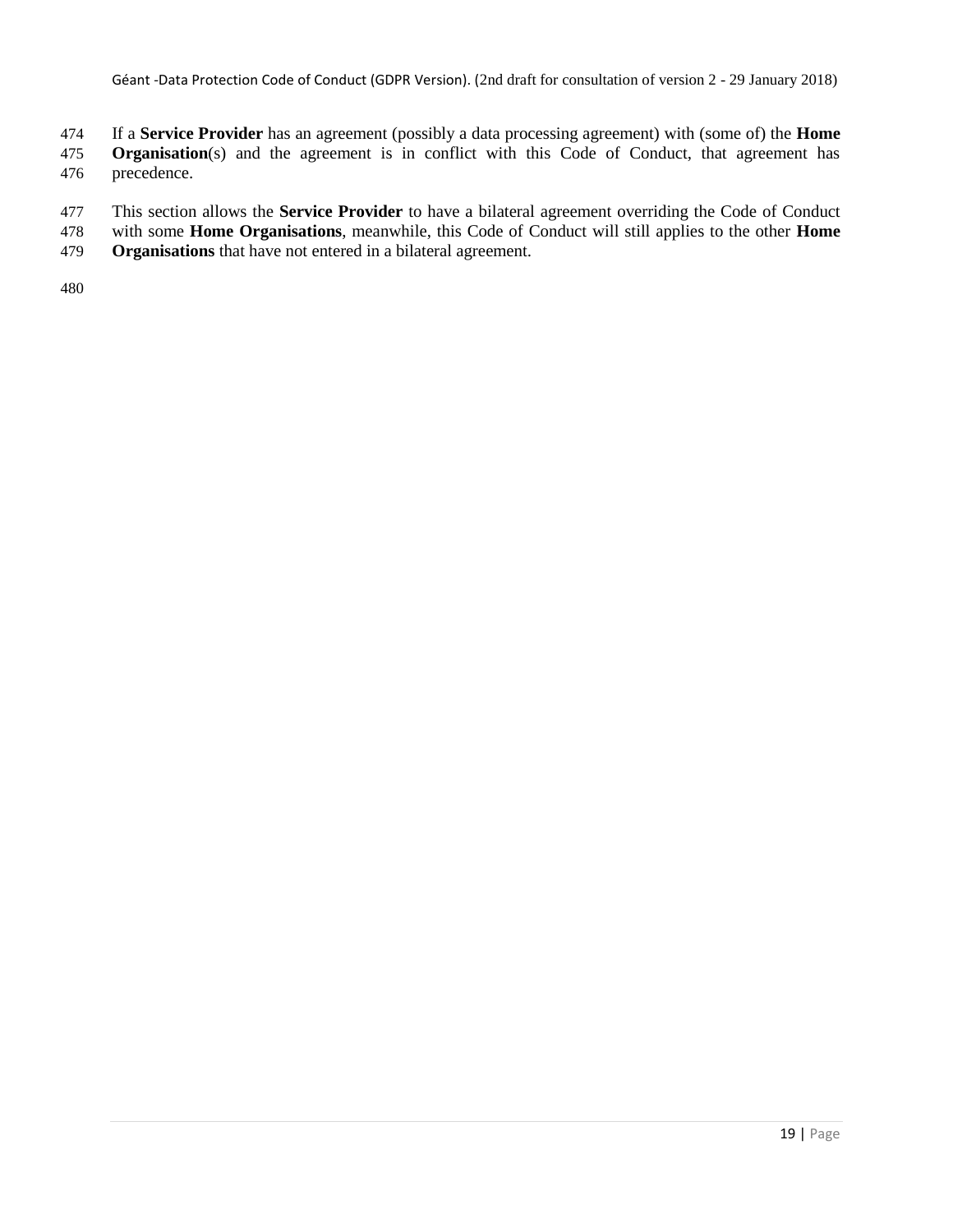If a **Service Provider** has an agreement (possibly a data processing agreement) with (some of) the **Home Organisation**(s) and the agreement is in conflict with this Code of Conduct, that agreement has precedence.

This section allows the **Service Provider** to have a bilateral agreement overriding the Code of Conduct with some **Home Organisations**, meanwhile, this Code of Conduct will still applies to the other **Home Organisations** that have not entered in a bilateral agreement.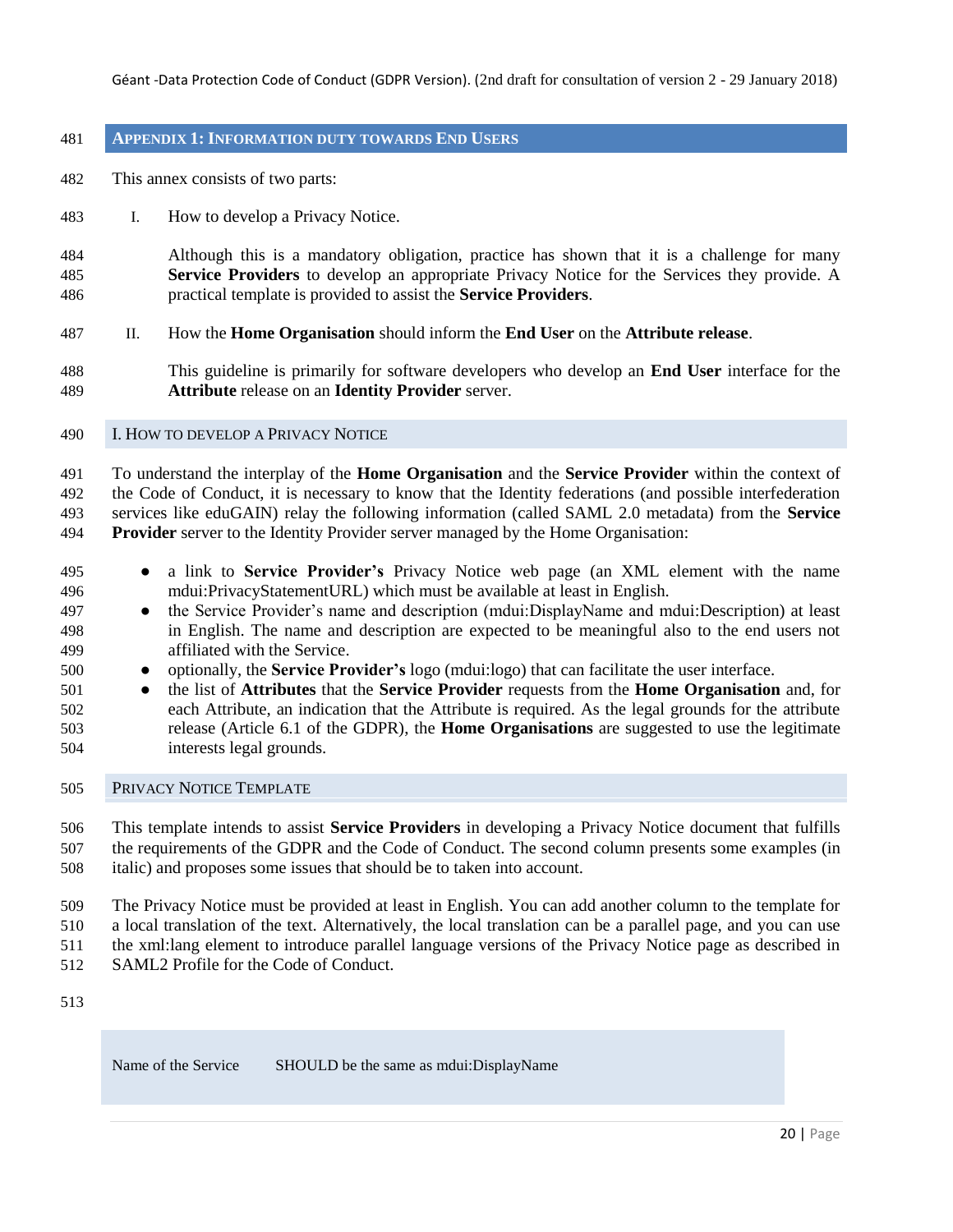## Appendix 1: Information duty towards End Users

This annex consists of two parts:

I. How to develop a Privacy Notice.

   Although this is a mandatory obligation, practice has shown that it is a challenge for many **Service Providers** to develop an appropriate Privacy Notice for the Services they provide. A practical template is provided to assist the **Service Providers**.

II. How the **Home Organisation** should inform the **End User** on the **Attribute release**.

   This guideline is primarily for software developers who develop an **End User** interface for the **Attribute** release on an **Identity Provider** server.

### I. How to develop a Privacy Notice

To understand the interplay of the **Home Organisation** and the **Service Provider** within the context of the Code of Conduct, it is necessary to know that the Identity federations (and possible interfederation services like eduGAIN) relay the following information (called SAML 2.0 metadata) from the **Service Provider** server to the Identity Provider server managed by the Home Organisation:

- a link to **Service Provider's** Privacy Notice web page (an XML element with the name mdui:PrivacyStatementURL) which must be available at least in English.
- the Service Provider's name and description (mdui:DisplayName and mdui:Description) at least in English. The name and description are expected to be meaningful also to the end users not affiliated with the Service.
- optionally, the **Service Provider's** logo (mdui:logo) that can facilitate the user interface.
- the list of **Attributes** that the **Service Provider** requests from the **Home Organisation** and, for each Attribute, an indication that the Attribute is required. As the legal grounds for the attribute release (Article 6.1 of the GDPR), the **Home Organisations** are suggested to use the legitimate interests legal grounds.

### Privacy Notice Template

This template intends to assist **Service Providers** in developing a Privacy Notice document that fulfills the requirements of the GDPR and the Code of Conduct. The second column presents some examples (in italic) and proposes some issues that should be to taken into account.

The Privacy Notice must be provided at least in English. You can add another column to the template for a local translation of the text. Alternatively, the local translation can be a parallel page, and you can use the xml:lang element to introduce parallel language versions of the Privacy Notice page as described in SAML2 Profile for the Code of Conduct.

| | |
|---|---|
| Name of the Service | SHOULD be the same as mdui:DisplayName |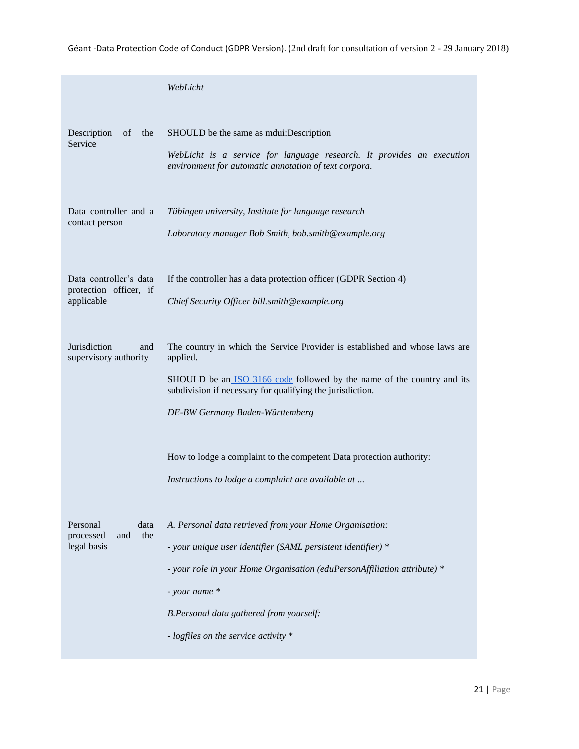| | |
|---|---|
| | *WebLicht* |
| Description of the Service | SHOULD be the same as mdui:Description<br><br>*WebLicht is a service for language research. It provides an execution environment for automatic annotation of text corpora.* |
| Data controller and a contact person | *Tübingen university, Institute for language research*<br><br>*Laboratory manager Bob Smith, bob.smith@example.org* |
| Data controller's data protection officer, if applicable | If the controller has a data protection officer (GDPR Section 4)<br><br>*Chief Security Officer bill.smith@example.org* |
| Jurisdiction and supervisory authority | The country in which the Service Provider is established and whose laws are applied.<br><br>SHOULD be an [ISO 3166 code] followed by the name of the country and its subdivision if necessary for qualifying the jurisdiction.<br><br>*DE-BW Germany Baden-Württemberg*<br><br>How to lodge a complaint to the competent Data protection authority:<br><br>*Instructions to lodge a complaint are available at ...* |
| Personal data processed and the legal basis | *A. Personal data retrieved from your Home Organisation:*<br><br>*- your unique user identifier (SAML persistent identifier) **<br><br>*- your role in your Home Organisation (eduPersonAffiliation attribute) **<br><br>*- your name **<br><br>*B.Personal data gathered from yourself:*<br><br>*- logfiles on the service activity ** |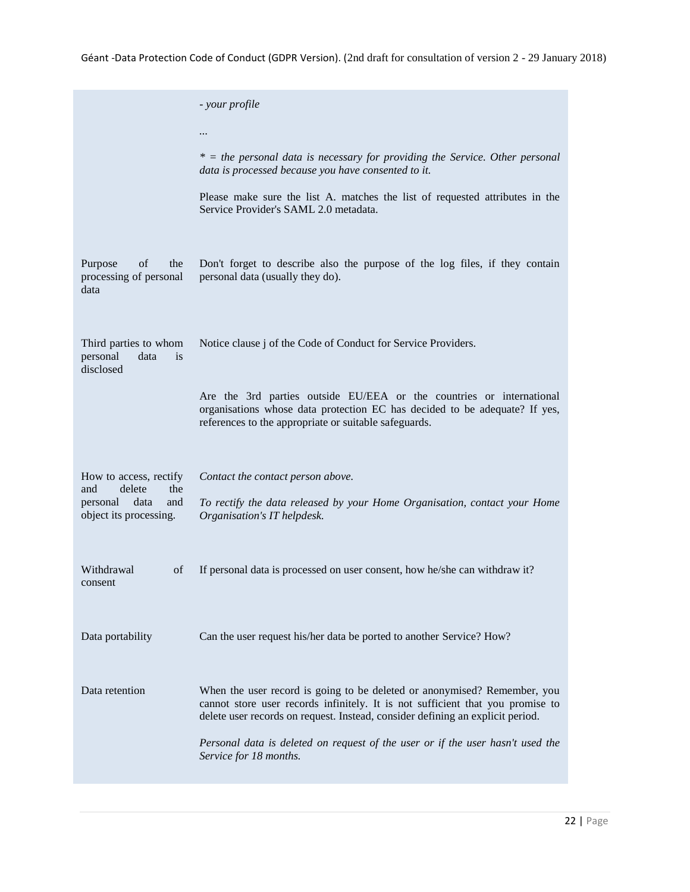| | |
|---|---|
| | *- your profile*<br><br>...<br><br>*\* = the personal data is necessary for providing the Service. Other personal data is processed because you have consented to it.*<br><br>Please make sure the list A. matches the list of requested attributes in the Service Provider's SAML 2.0 metadata. |
| Purpose of the processing of personal data | Don't forget to describe also the purpose of the log files, if they contain personal data (usually they do). |
| Third parties to whom personal data is disclosed | Notice clause j of the Code of Conduct for Service Providers.<br><br>Are the 3rd parties outside EU/EEA or the countries or international organisations whose data protection EC has decided to be adequate? If yes, references to the appropriate or suitable safeguards. |
| How to access, rectify and delete the personal data and object its processing. | *Contact the contact person above.*<br><br>*To rectify the data released by your Home Organisation, contact your Home Organisation's IT helpdesk.* |
| Withdrawal of consent | If personal data is processed on user consent, how he/she can withdraw it? |
| Data portability | Can the user request his/her data be ported to another Service? How? |
| Data retention | When the user record is going to be deleted or anonymised? Remember, you cannot store user records infinitely. It is not sufficient that you promise to delete user records on request. Instead, consider defining an explicit period.<br><br>*Personal data is deleted on request of the user or if the user hasn't used the Service for 18 months.* |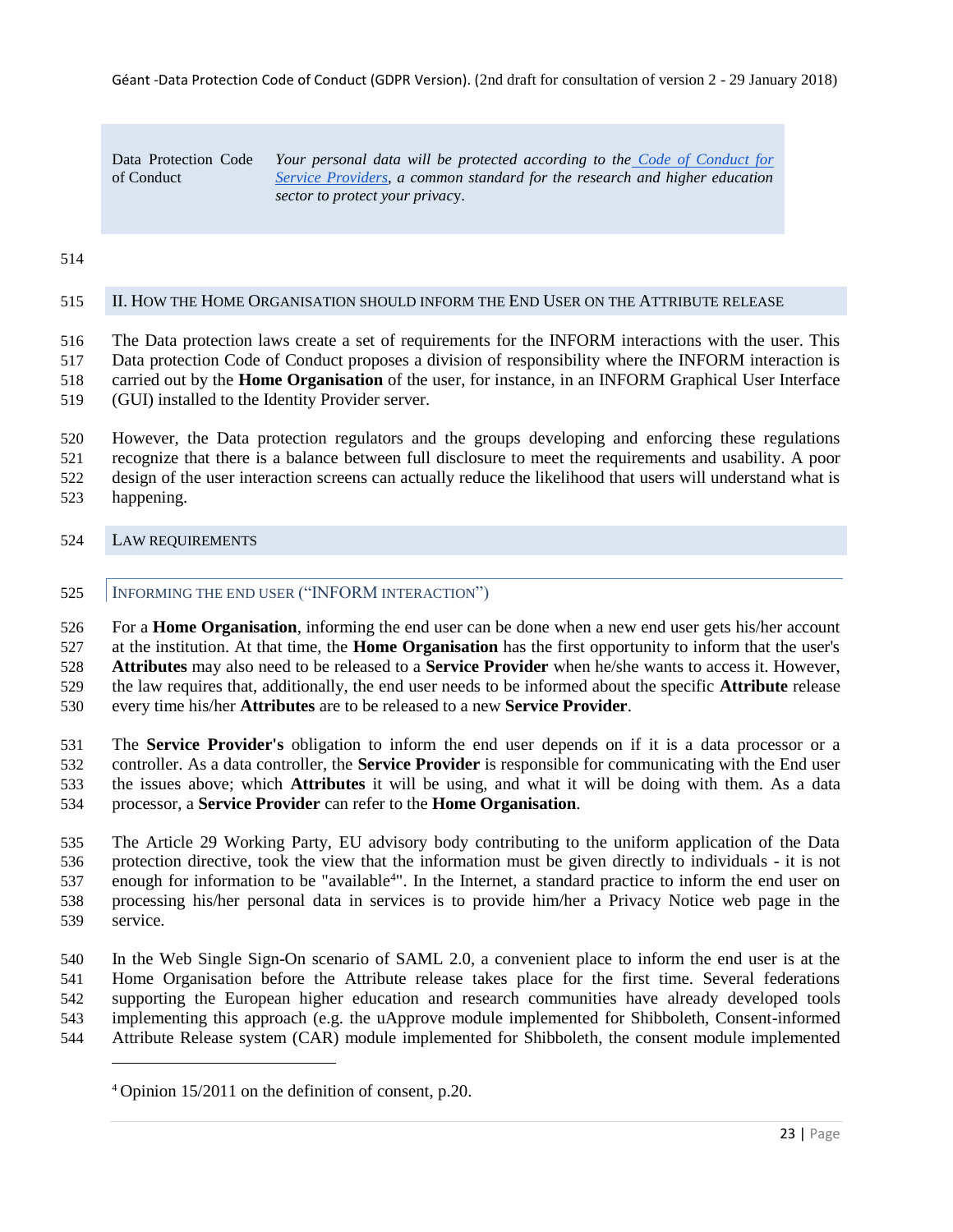| Data Protection Code of Conduct | *Your personal data will be protected according to the [Code of Conduct for Service Providers](), a common standard for the research and higher education sector to protect your privacy.* |
|---|---|

## II. How the Home Organisation should inform the End User on the Attribute release

The Data protection laws create a set of requirements for the INFORM interactions with the user. This Data protection Code of Conduct proposes a division of responsibility where the INFORM interaction is carried out by the **Home Organisation** of the user, for instance, in an INFORM Graphical User Interface (GUI) installed to the Identity Provider server.

However, the Data protection regulators and the groups developing and enforcing these regulations recognize that there is a balance between full disclosure to meet the requirements and usability. A poor design of the user interaction screens can actually reduce the likelihood that users will understand what is happening.

### Law requirements

#### Informing the end user ("INFORM interaction")

For a **Home Organisation**, informing the end user can be done when a new end user gets his/her account at the institution. At that time, the **Home Organisation** has the first opportunity to inform that the user's **Attributes** may also need to be released to a **Service Provider** when he/she wants to access it. However, the law requires that, additionally, the end user needs to be informed about the specific **Attribute** release every time his/her **Attributes** are to be released to a new **Service Provider**.

The **Service Provider's** obligation to inform the end user depends on if it is a data processor or a controller. As a data controller, the **Service Provider** is responsible for communicating with the End user the issues above; which **Attributes** it will be using, and what it will be doing with them. As a data processor, a **Service Provider** can refer to the **Home Organisation**.

The Article 29 Working Party, EU advisory body contributing to the uniform application of the Data protection directive, took the view that the information must be given directly to individuals - it is not enough for information to be "available[4]". In the Internet, a standard practice to inform the end user on processing his/her personal data in services is to provide him/her a Privacy Notice web page in the service.

In the Web Single Sign-On scenario of SAML 2.0, a convenient place to inform the end user is at the Home Organisation before the Attribute release takes place for the first time. Several federations supporting the European higher education and research communities have already developed tools implementing this approach (e.g. the uApprove module implemented for Shibboleth, Consent-informed Attribute Release system (CAR) module implemented for Shibboleth, the consent module implemented

[4] Opinion 15/2011 on the definition of consent, p.20.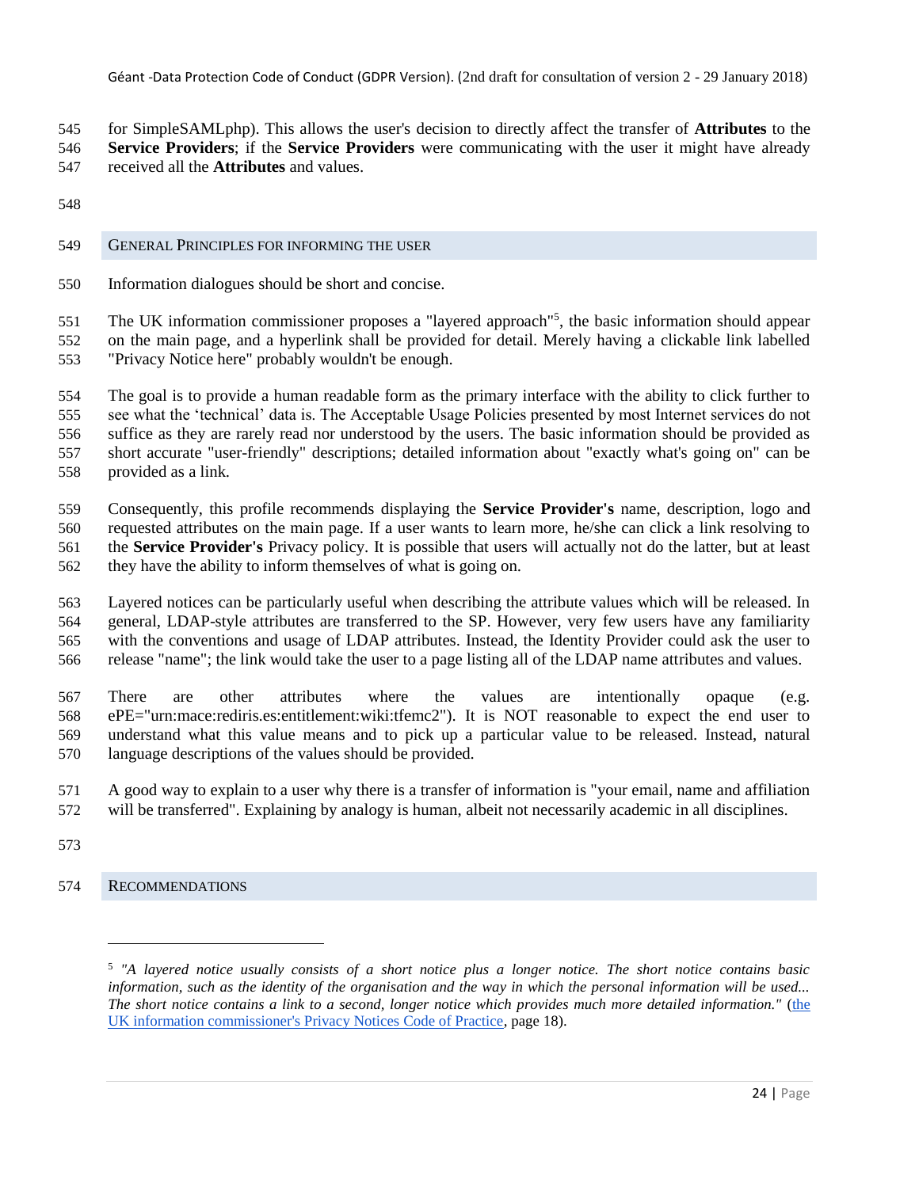for SimpleSAMLphp). This allows the user's decision to directly affect the transfer of **Attributes** to the **Service Providers**; if the **Service Providers** were communicating with the user it might have already received all the **Attributes** and values.

## General Principles for Informing the User

Information dialogues should be short and concise.

The UK information commissioner proposes a "layered approach"[5], the basic information should appear on the main page, and a hyperlink shall be provided for detail. Merely having a clickable link labelled "Privacy Notice here" probably wouldn't be enough.

The goal is to provide a human readable form as the primary interface with the ability to click further to see what the 'technical' data is. The Acceptable Usage Policies presented by most Internet services do not suffice as they are rarely read nor understood by the users. The basic information should be provided as short accurate "user-friendly" descriptions; detailed information about "exactly what's going on" can be provided as a link.

Consequently, this profile recommends displaying the **Service Provider's** name, description, logo and requested attributes on the main page. If a user wants to learn more, he/she can click a link resolving to the **Service Provider's** Privacy policy. It is possible that users will actually not do the latter, but at least they have the ability to inform themselves of what is going on.

Layered notices can be particularly useful when describing the attribute values which will be released. In general, LDAP-style attributes are transferred to the SP. However, very few users have any familiarity with the conventions and usage of LDAP attributes. Instead, the Identity Provider could ask the user to release "name"; the link would take the user to a page listing all of the LDAP name attributes and values.

There are other attributes where the values are intentionally opaque (e.g. ePE="urn:mace:rediris.es:entitlement:wiki:tfemc2"). It is NOT reasonable to expect the end user to understand what this value means and to pick up a particular value to be released. Instead, natural language descriptions of the values should be provided.

A good way to explain to a user why there is a transfer of information is "your email, name and affiliation will be transferred". Explaining by analogy is human, albeit not necessarily academic in all disciplines.

## Recommendations

---

[5] *"A layered notice usually consists of a short notice plus a longer notice. The short notice contains basic information, such as the identity of the organisation and the way in which the personal information will be used... The short notice contains a link to a second, longer notice which provides much more detailed information."* (the UK information commissioner's Privacy Notices Code of Practice, page 18).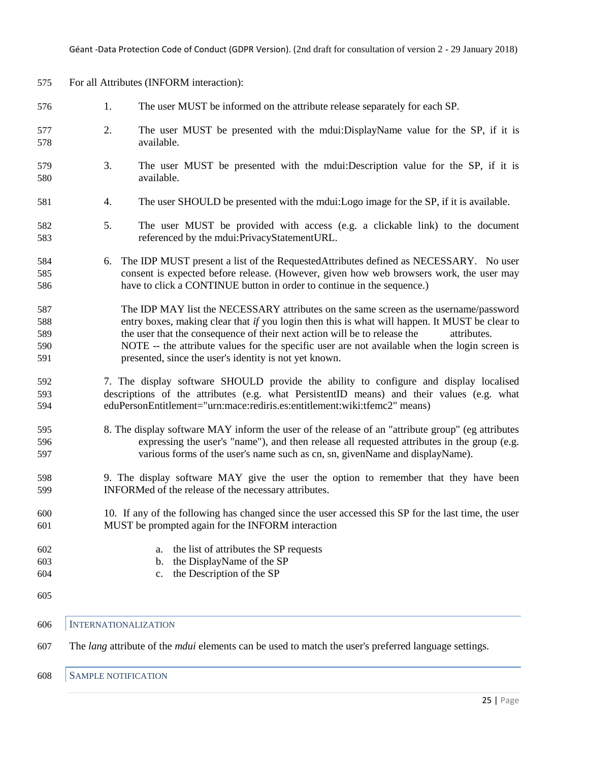For all Attributes (INFORM interaction):

1. The user MUST be informed on the attribute release separately for each SP.
2. The user MUST be presented with the mdui:DisplayName value for the SP, if it is available.
3. The user MUST be presented with the mdui:Description value for the SP, if it is available.
4. The user SHOULD be presented with the mdui:Logo image for the SP, if it is available.
5. The user MUST be provided with access (e.g. a clickable link) to the document referenced by the mdui:PrivacyStatementURL.
6. The IDP MUST present a list of the RequestedAttributes defined as NECESSARY. No user consent is expected before release. (However, given how web browsers work, the user may have to click a CONTINUE button in order to continue in the sequence.)

   The IDP MAY list the NECESSARY attributes on the same screen as the username/password entry boxes, making clear that *if* you login then this is what will happen. It MUST be clear to the user that the consequence of their next action will be to release the attributes. NOTE -- the attribute values for the specific user are not available when the login screen is presented, since the user's identity is not yet known.

7. The display software SHOULD provide the ability to configure and display localised descriptions of the attributes (e.g. what PersistentID means) and their values (e.g. what eduPersonEntitlement="urn:mace:rediris.es:entitlement:wiki:tfemc2" means)
8. The display software MAY inform the user of the release of an "attribute group" (eg attributes expressing the user's "name"), and then release all requested attributes in the group (e.g. various forms of the user's name such as cn, sn, givenName and displayName).
9. The display software MAY give the user the option to remember that they have been INFORMed of the release of the necessary attributes.
10. If any of the following has changed since the user accessed this SP for the last time, the user MUST be prompted again for the INFORM interaction
    a. the list of attributes the SP requests
    b. the DisplayName of the SP
    c. the Description of the SP

## INTERNATIONALIZATION

The *lang* attribute of the *mdui* elements can be used to match the user's preferred language settings.

## SAMPLE NOTIFICATION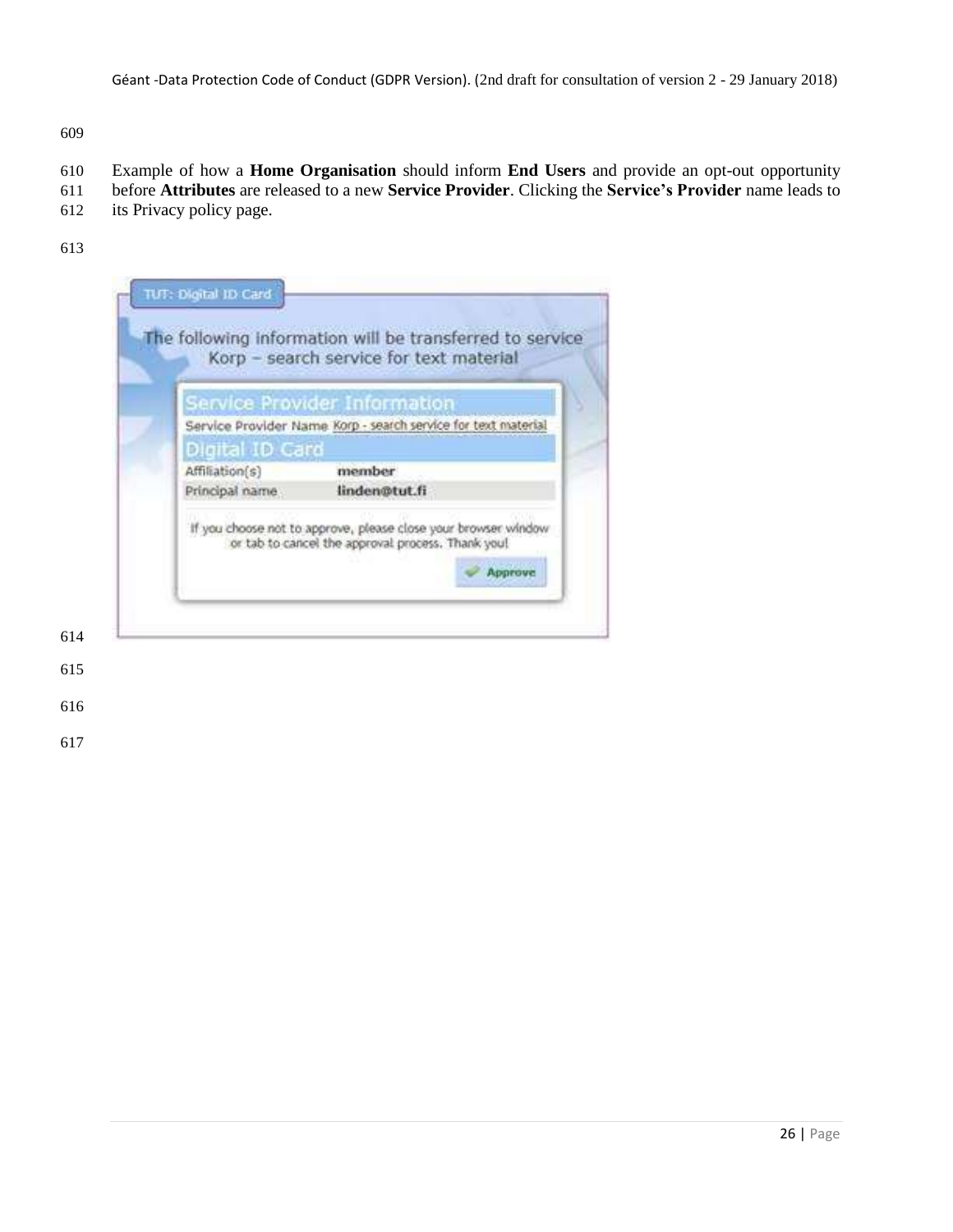Example of how a **Home Organisation** should inform **End Users** and provide an opt-out opportunity before **Attributes** are released to a new **Service Provider**. Clicking the **Service's Provider** name leads to its Privacy policy page.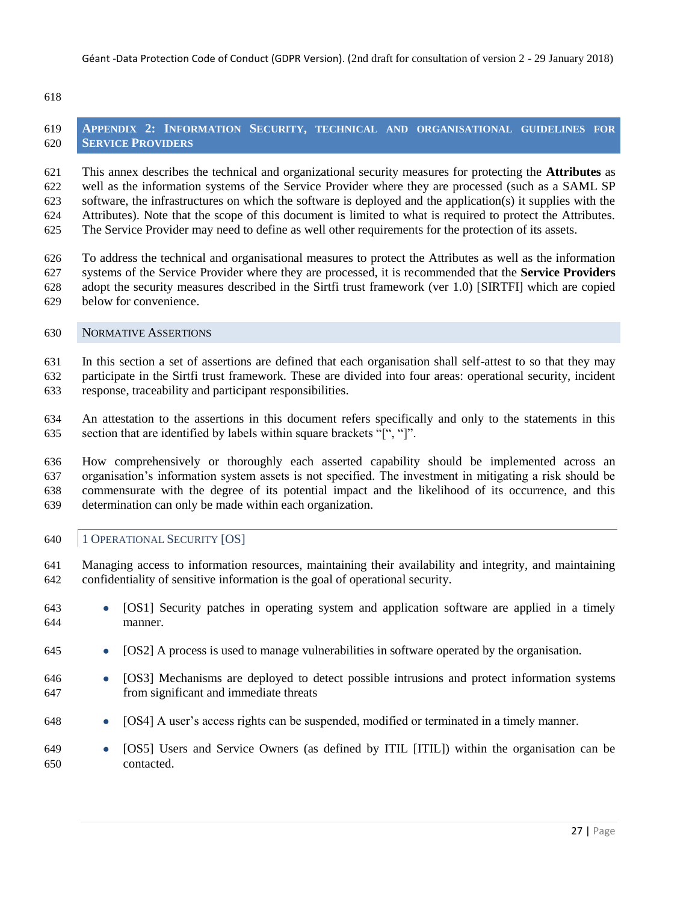## Appendix 2: Information Security, technical and organisational guidelines for Service Providers

This annex describes the technical and organizational security measures for protecting the **Attributes** as well as the information systems of the Service Provider where they are processed (such as a SAML SP software, the infrastructures on which the software is deployed and the application(s) it supplies with the Attributes). Note that the scope of this document is limited to what is required to protect the Attributes. The Service Provider may need to define as well other requirements for the protection of its assets.

To address the technical and organisational measures to protect the Attributes as well as the information systems of the Service Provider where they are processed, it is recommended that the **Service Providers** adopt the security measures described in the Sirtfi trust framework (ver 1.0) [SIRTFI] which are copied below for convenience.

### Normative Assertions

In this section a set of assertions are defined that each organisation shall self-attest to so that they may participate in the Sirtfi trust framework. These are divided into four areas: operational security, incident response, traceability and participant responsibilities.

An attestation to the assertions in this document refers specifically and only to the statements in this section that are identified by labels within square brackets "[", "]".

How comprehensively or thoroughly each asserted capability should be implemented across an organisation's information system assets is not specified. The investment in mitigating a risk should be commensurate with the degree of its potential impact and the likelihood of its occurrence, and this determination can only be made within each organization.

#### 1 Operational Security [OS]

Managing access to information resources, maintaining their availability and integrity, and maintaining confidentiality of sensitive information is the goal of operational security.

- [OS1] Security patches in operating system and application software are applied in a timely manner.
- [OS2] A process is used to manage vulnerabilities in software operated by the organisation.
- [OS3] Mechanisms are deployed to detect possible intrusions and protect information systems from significant and immediate threats
- [OS4] A user's access rights can be suspended, modified or terminated in a timely manner.
- [OS5] Users and Service Owners (as defined by ITIL [ITIL]) within the organisation can be contacted.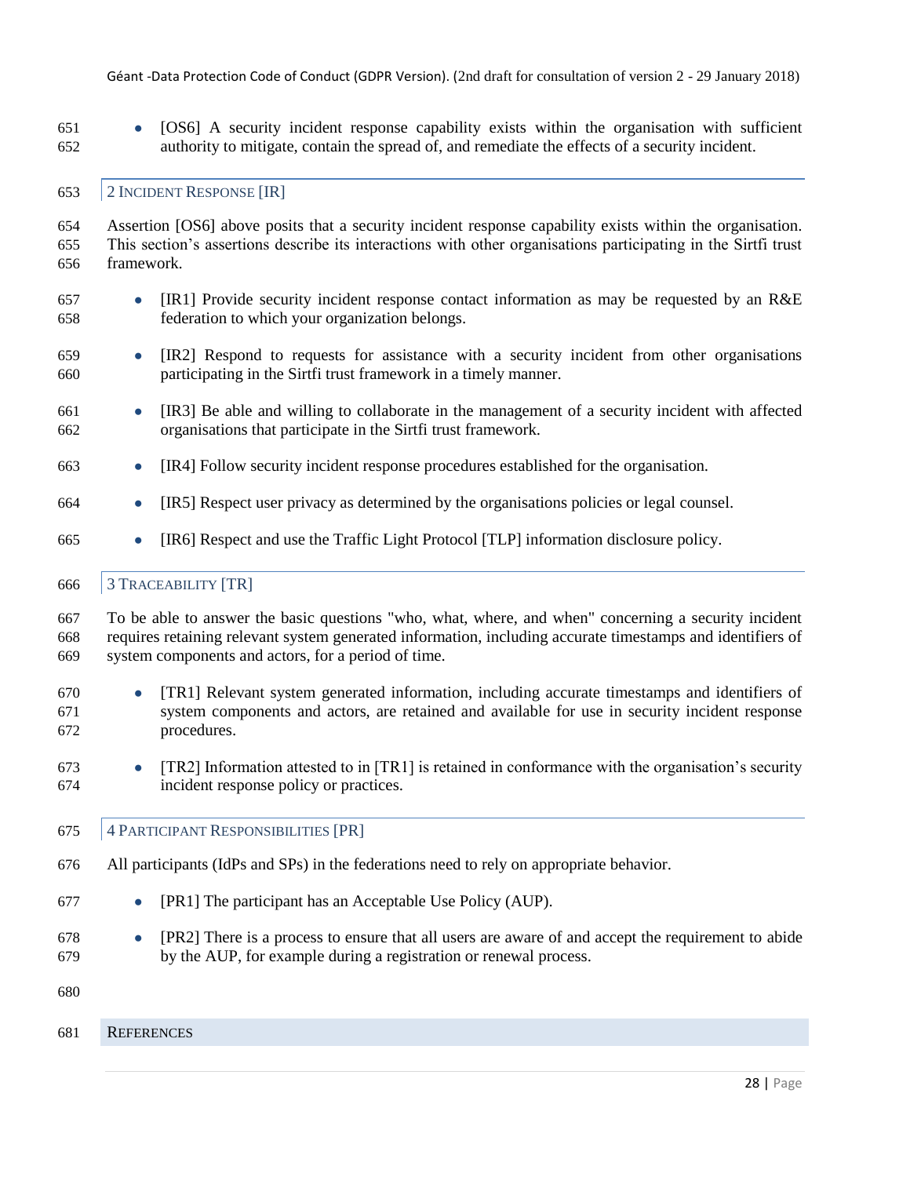- [OS6] A security incident response capability exists within the organisation with sufficient authority to mitigate, contain the spread of, and remediate the effects of a security incident.

## 2 Incident Response [IR]

Assertion [OS6] above posits that a security incident response capability exists within the organisation. This section's assertions describe its interactions with other organisations participating in the Sirtfi trust framework.

- [IR1] Provide security incident response contact information as may be requested by an R&E federation to which your organization belongs.
- [IR2] Respond to requests for assistance with a security incident from other organisations participating in the Sirtfi trust framework in a timely manner.
- [IR3] Be able and willing to collaborate in the management of a security incident with affected organisations that participate in the Sirtfi trust framework.
- [IR4] Follow security incident response procedures established for the organisation.
- [IR5] Respect user privacy as determined by the organisations policies or legal counsel.
- [IR6] Respect and use the Traffic Light Protocol [TLP] information disclosure policy.

## 3 Traceability [TR]

To be able to answer the basic questions "who, what, where, and when" concerning a security incident requires retaining relevant system generated information, including accurate timestamps and identifiers of system components and actors, for a period of time.

- [TR1] Relevant system generated information, including accurate timestamps and identifiers of system components and actors, are retained and available for use in security incident response procedures.
- [TR2] Information attested to in [TR1] is retained in conformance with the organisation's security incident response policy or practices.

## 4 Participant Responsibilities [PR]

All participants (IdPs and SPs) in the federations need to rely on appropriate behavior.

- [PR1] The participant has an Acceptable Use Policy (AUP).
- [PR2] There is a process to ensure that all users are aware of and accept the requirement to abide by the AUP, for example during a registration or renewal process.

# References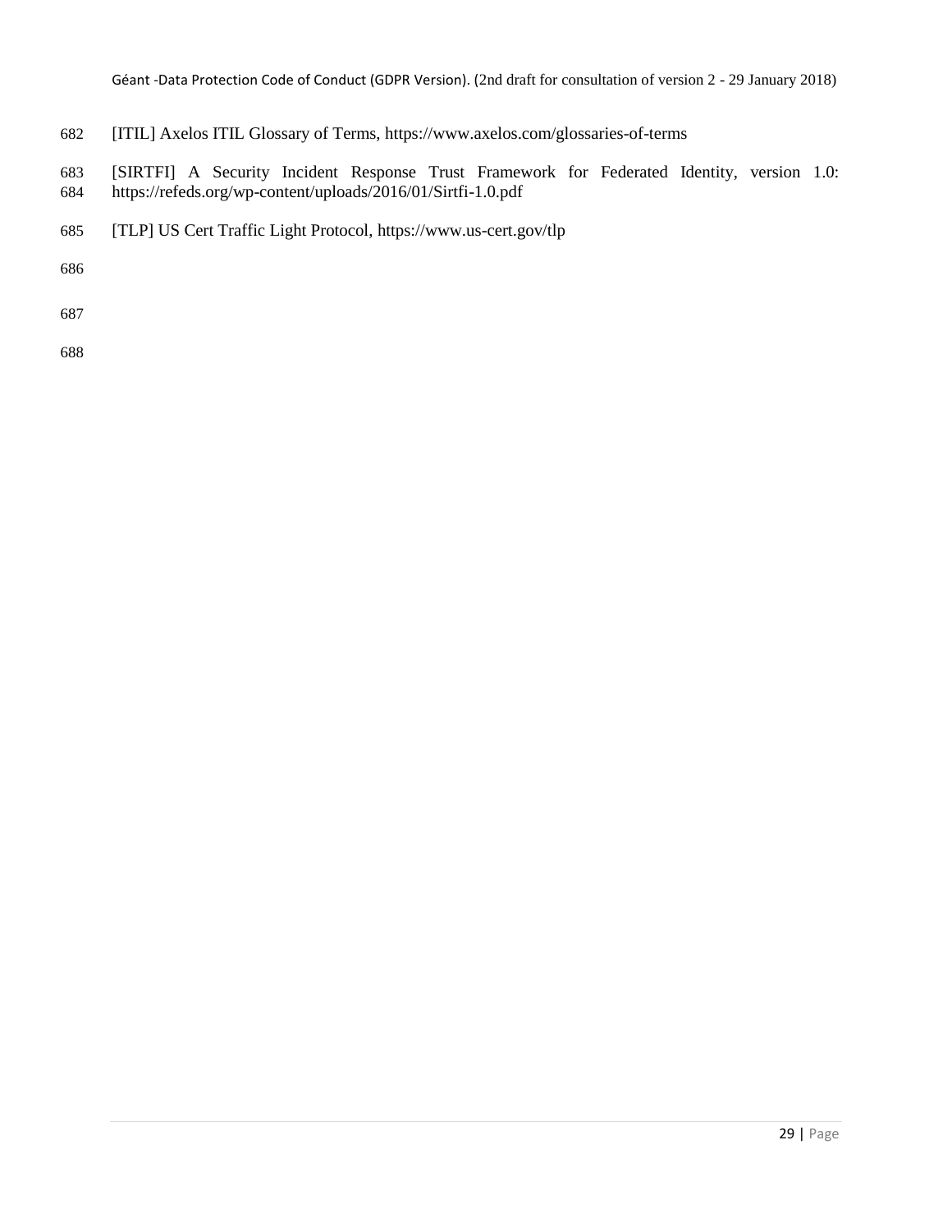[ITIL] Axelos ITIL Glossary of Terms, https://www.axelos.com/glossaries-of-terms

[SIRTFI] A Security Incident Response Trust Framework for Federated Identity, version 1.0: https://refeds.org/wp-content/uploads/2016/01/Sirtfi-1.0.pdf

[TLP] US Cert Traffic Light Protocol, https://www.us-cert.gov/tlp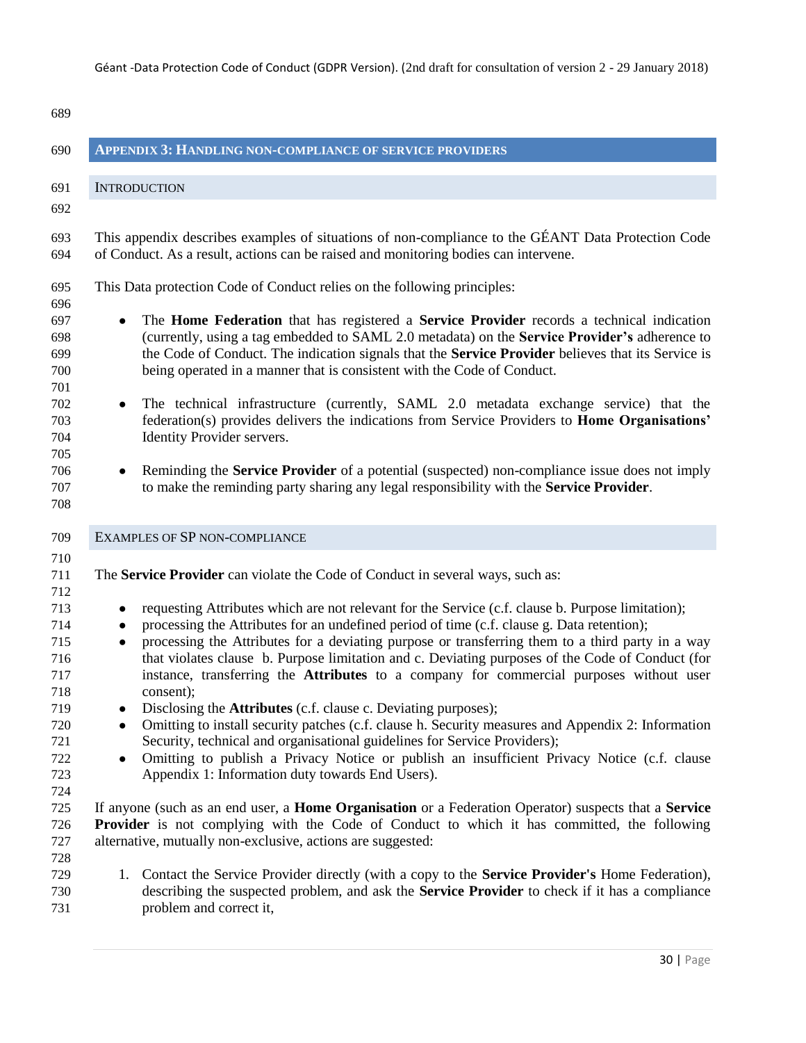## APPENDIX 3: HANDLING NON-COMPLIANCE OF SERVICE PROVIDERS

### INTRODUCTION

This appendix describes examples of situations of non-compliance to the GÉANT Data Protection Code of Conduct. As a result, actions can be raised and monitoring bodies can intervene.

This Data protection Code of Conduct relies on the following principles:

- The **Home Federation** that has registered a **Service Provider** records a technical indication (currently, using a tag embedded to SAML 2.0 metadata) on the **Service Provider's** adherence to the Code of Conduct. The indication signals that the **Service Provider** believes that its Service is being operated in a manner that is consistent with the Code of Conduct.

- The technical infrastructure (currently, SAML 2.0 metadata exchange service) that the federation(s) provides delivers the indications from Service Providers to **Home Organisations'** Identity Provider servers.

- Reminding the **Service Provider** of a potential (suspected) non-compliance issue does not imply to make the reminding party sharing any legal responsibility with the **Service Provider**.

### EXAMPLES OF SP NON-COMPLIANCE

The **Service Provider** can violate the Code of Conduct in several ways, such as:

- requesting Attributes which are not relevant for the Service (c.f. clause b. Purpose limitation);
- processing the Attributes for an undefined period of time (c.f. clause g. Data retention);
- processing the Attributes for a deviating purpose or transferring them to a third party in a way that violates clause b. Purpose limitation and c. Deviating purposes of the Code of Conduct (for instance, transferring the **Attributes** to a company for commercial purposes without user consent);
- Disclosing the **Attributes** (c.f. clause c. Deviating purposes);
- Omitting to install security patches (c.f. clause h. Security measures and Appendix 2: Information Security, technical and organisational guidelines for Service Providers);
- Omitting to publish a Privacy Notice or publish an insufficient Privacy Notice (c.f. clause Appendix 1: Information duty towards End Users).

If anyone (such as an end user, a **Home Organisation** or a Federation Operator) suspects that a **Service Provider** is not complying with the Code of Conduct to which it has committed, the following alternative, mutually non-exclusive, actions are suggested:

1. Contact the Service Provider directly (with a copy to the **Service Provider's** Home Federation), describing the suspected problem, and ask the **Service Provider** to check if it has a compliance problem and correct it,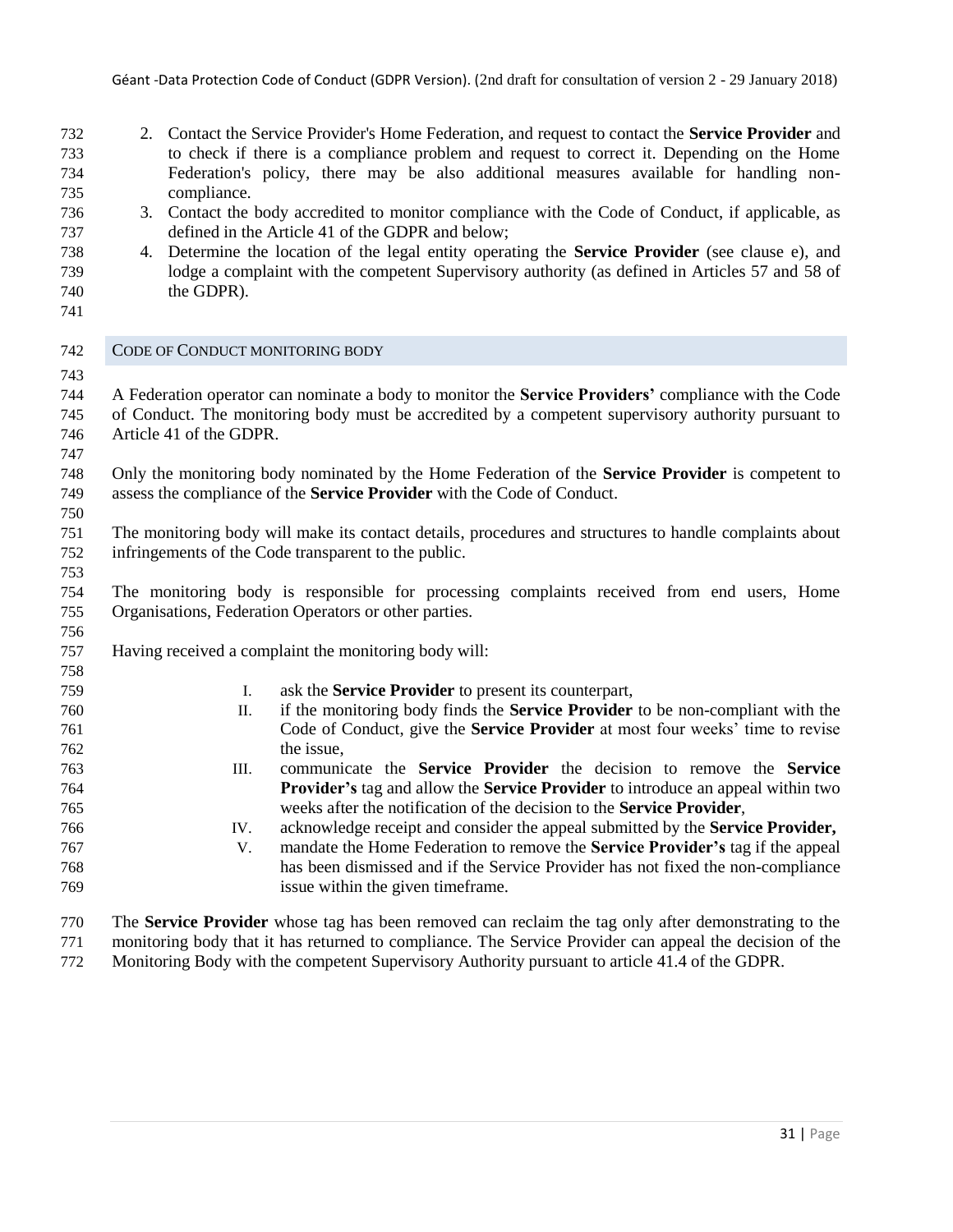2. Contact the Service Provider's Home Federation, and request to contact the **Service Provider** and to check if there is a compliance problem and request to correct it. Depending on the Home Federation's policy, there may be also additional measures available for handling non-compliance.
3. Contact the body accredited to monitor compliance with the Code of Conduct, if applicable, as defined in the Article 41 of the GDPR and below;
4. Determine the location of the legal entity operating the **Service Provider** (see clause e), and lodge a complaint with the competent Supervisory authority (as defined in Articles 57 and 58 of the GDPR).

## CODE OF CONDUCT MONITORING BODY

A Federation operator can nominate a body to monitor the **Service Providers'** compliance with the Code of Conduct. The monitoring body must be accredited by a competent supervisory authority pursuant to Article 41 of the GDPR.

Only the monitoring body nominated by the Home Federation of the **Service Provider** is competent to assess the compliance of the **Service Provider** with the Code of Conduct.

The monitoring body will make its contact details, procedures and structures to handle complaints about infringements of the Code transparent to the public.

The monitoring body is responsible for processing complaints received from end users, Home Organisations, Federation Operators or other parties.

Having received a complaint the monitoring body will:

I. ask the **Service Provider** to present its counterpart,
II. if the monitoring body finds the **Service Provider** to be non-compliant with the Code of Conduct, give the **Service Provider** at most four weeks' time to revise the issue,
III. communicate the **Service Provider** the decision to remove the **Service Provider's** tag and allow the **Service Provider** to introduce an appeal within two weeks after the notification of the decision to the **Service Provider**,
IV. acknowledge receipt and consider the appeal submitted by the **Service Provider,**
V. mandate the Home Federation to remove the **Service Provider's** tag if the appeal has been dismissed and if the Service Provider has not fixed the non-compliance issue within the given timeframe.

The **Service Provider** whose tag has been removed can reclaim the tag only after demonstrating to the monitoring body that it has returned to compliance. The Service Provider can appeal the decision of the Monitoring Body with the competent Supervisory Authority pursuant to article 41.4 of the GDPR.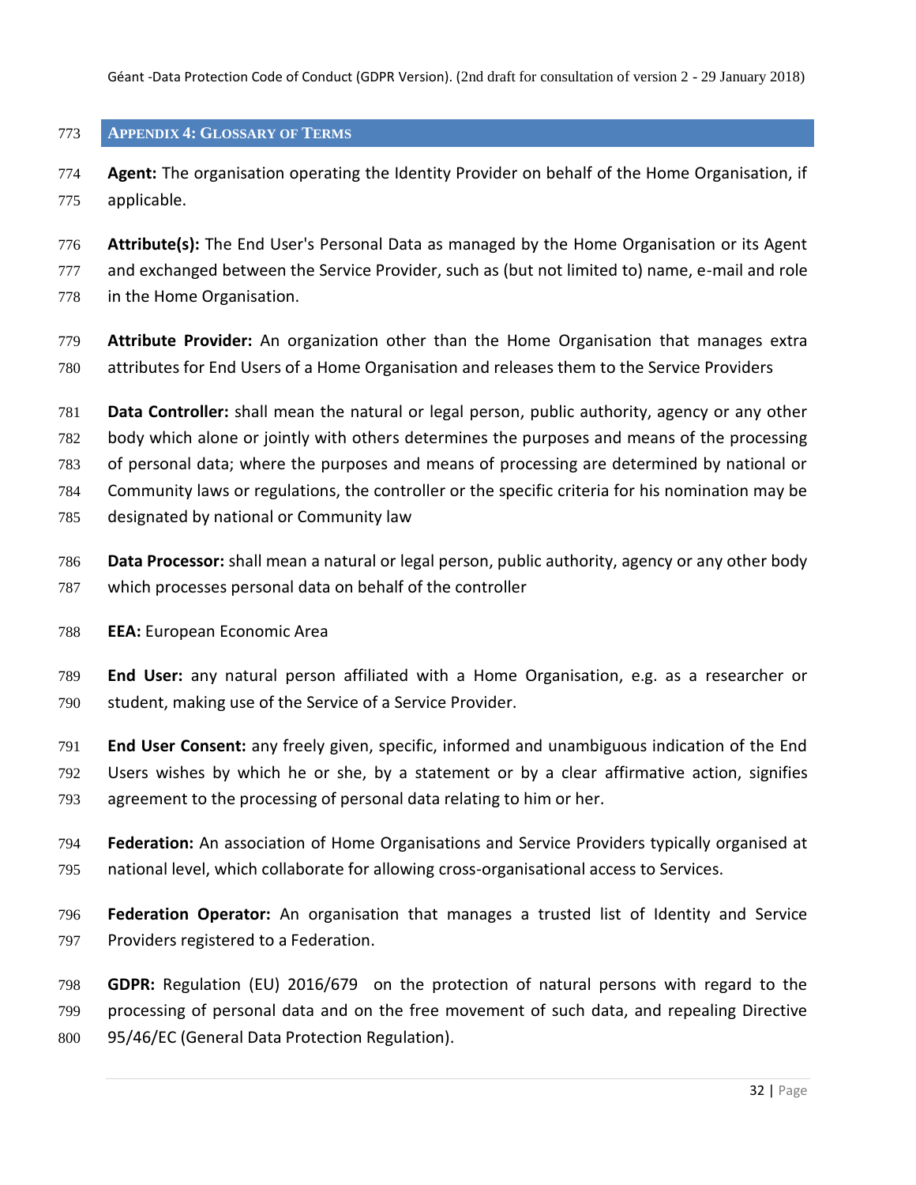## Appendix 4: Glossary of Terms

**Agent:** The organisation operating the Identity Provider on behalf of the Home Organisation, if applicable.

**Attribute(s):** The End User's Personal Data as managed by the Home Organisation or its Agent and exchanged between the Service Provider, such as (but not limited to) name, e-mail and role in the Home Organisation.

**Attribute Provider:** An organization other than the Home Organisation that manages extra attributes for End Users of a Home Organisation and releases them to the Service Providers

**Data Controller:** shall mean the natural or legal person, public authority, agency or any other body which alone or jointly with others determines the purposes and means of the processing of personal data; where the purposes and means of processing are determined by national or Community laws or regulations, the controller or the specific criteria for his nomination may be designated by national or Community law

**Data Processor:** shall mean a natural or legal person, public authority, agency or any other body which processes personal data on behalf of the controller

**EEA:** European Economic Area

**End User:** any natural person affiliated with a Home Organisation, e.g. as a researcher or student, making use of the Service of a Service Provider.

**End User Consent:** any freely given, specific, informed and unambiguous indication of the End Users wishes by which he or she, by a statement or by a clear affirmative action, signifies agreement to the processing of personal data relating to him or her.

**Federation:** An association of Home Organisations and Service Providers typically organised at national level, which collaborate for allowing cross-organisational access to Services.

**Federation Operator:** An organisation that manages a trusted list of Identity and Service Providers registered to a Federation.

**GDPR:** Regulation (EU) 2016/679 on the protection of natural persons with regard to the processing of personal data and on the free movement of such data, and repealing Directive 95/46/EC (General Data Protection Regulation).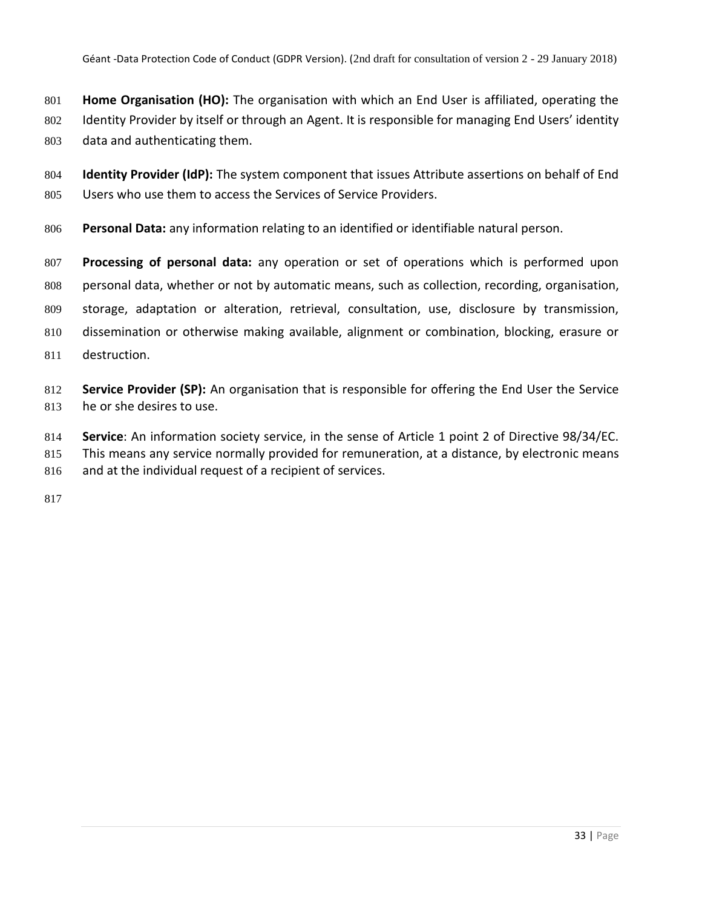**Home Organisation (HO):** The organisation with which an End User is affiliated, operating the Identity Provider by itself or through an Agent. It is responsible for managing End Users' identity data and authenticating them.

**Identity Provider (IdP):** The system component that issues Attribute assertions on behalf of End Users who use them to access the Services of Service Providers.

**Personal Data:** any information relating to an identified or identifiable natural person.

**Processing of personal data:** any operation or set of operations which is performed upon personal data, whether or not by automatic means, such as collection, recording, organisation, storage, adaptation or alteration, retrieval, consultation, use, disclosure by transmission, dissemination or otherwise making available, alignment or combination, blocking, erasure or destruction.

**Service Provider (SP):** An organisation that is responsible for offering the End User the Service he or she desires to use.

**Service**: An information society service, in the sense of Article 1 point 2 of Directive 98/34/EC. This means any service normally provided for remuneration, at a distance, by electronic means and at the individual request of a recipient of services.